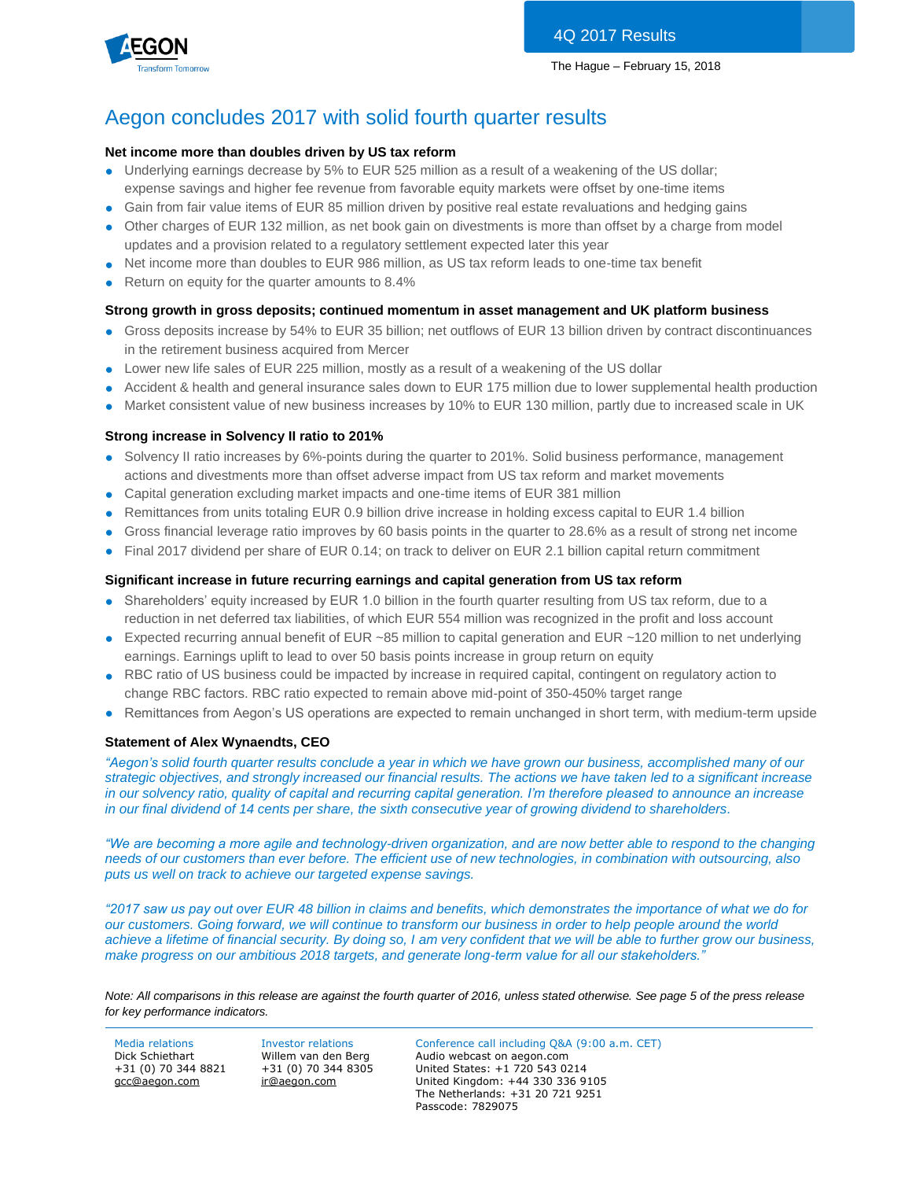4Q 2017 Results

The Hague – February 15, 2018

# Aegon concludes 2017 with solid fourth quarter results

### Net income more than doubles driven by US tax reform

- Underlying earnings decrease by 5% to EUR 525 million as a result of a weakening of the US dollar; expense savings and higher fee revenue from favorable equity markets were offset by one-time items
- Gain from fair value items of EUR 85 million driven by positive real estate revaluations and hedging gains
- Other charges of EUR 132 million, as net book gain on divestments is more than offset by a charge from model updates and a provision related to a regulatory settlement expected later this year
- Net income more than doubles to EUR 986 million, as US tax reform leads to one-time tax benefit
- Return on equity for the quarter amounts to 8.4%

### Strong growth in gross deposits; continued momentum in asset management and UK platform business

- Gross deposits increase by 54% to EUR 35 billion; net outflows of EUR 13 billion driven by contract discontinuances in the retirement business acquired from Mercer
- Lower new life sales of EUR 225 million, mostly as a result of a weakening of the US dollar
- Accident & health and general insurance sales down to EUR 175 million due to lower supplemental health production
- Market consistent value of new business increases by 10% to EUR 130 million, partly due to increased scale in UK

### Strong increase in Solvency II ratio to 201%

- Solvency II ratio increases by 6%-points during the quarter to 201%. Solid business performance, management actions and divestments more than offset adverse impact from US tax reform and market movements
- Capital generation excluding market impacts and one-time items of EUR 381 million
- Remittances from units totaling EUR 0.9 billion drive increase in holding excess capital to EUR 1.4 billion
- Gross financial leverage ratio improves by 60 basis points in the quarter to 28.6% as a result of strong net income
- Final 2017 dividend per share of EUR 0.14; on track to deliver on EUR 2.1 billion capital return commitment

### Significant increase in future recurring earnings and capital generation from US tax reform

- Shareholders' equity increased by EUR 1.0 billion in the fourth quarter resulting from US tax reform, due to a reduction in net deferred tax liabilities, of which EUR 554 million was recognized in the profit and loss account
- Expected recurring annual benefit of EUR ~85 million to capital generation and EUR ~120 million to net underlying earnings. Earnings uplift to lead to over 50 basis points increase in group return on equity
- RBC ratio of US business could be impacted by increase in required capital, contingent on regulatory action to change RBC factors. RBC ratio expected to remain above mid-point of 350-450% target range
- Remittances from Aegon's US operations are expected to remain unchanged in short term, with medium-term upside

### Statement of Alex Wynaendts, CEO

*"Aegon's solid fourth quarter results conclude a year in which we have grown our business, accomplished many of our strategic objectives, and strongly increased our financial results. The actions we have taken led to a significant increase in our solvency ratio, quality of capital and recurring capital generation. I'm therefore pleased to announce an increase in our final dividend of 14 cents per share, the sixth consecutive year of growing dividend to shareholders.*

*"We are becoming a more agile and technology-driven organization, and are now better able to respond to the changing needs of our customers than ever before. The efficient use of new technologies, in combination with outsourcing, also puts us well on track to achieve our targeted expense savings.*

*"2017 saw us pay out over EUR 48 billion in claims and benefits, which demonstrates the importance of what we do for our customers. Going forward, we will continue to transform our business in order to help people around the world achieve a lifetime of financial security. By doing so, I am very confident that we will be able to further grow our business, make progress on our ambitious 2018 targets, and generate long-term value for all our stakeholders."*

*Note: All comparisons in this release are against the fourth quarter of 2016, unless stated otherwise. See page 5 of the press release for key performance indicators.*

Media relations
Dick Schiethart
+31 (0) 70 344 8821
gcc@aegon.com

Investor relations
Willem van den Berg
+31 (0) 70 344 8305
ir@aegon.com

Conference call including Q&A (9:00 a.m. CET)
Audio webcast on aegon.com
United States: +1 720 543 0214
United Kingdom: +44 330 336 9105
The Netherlands: +31 20 721 9251
Passcode: 7829075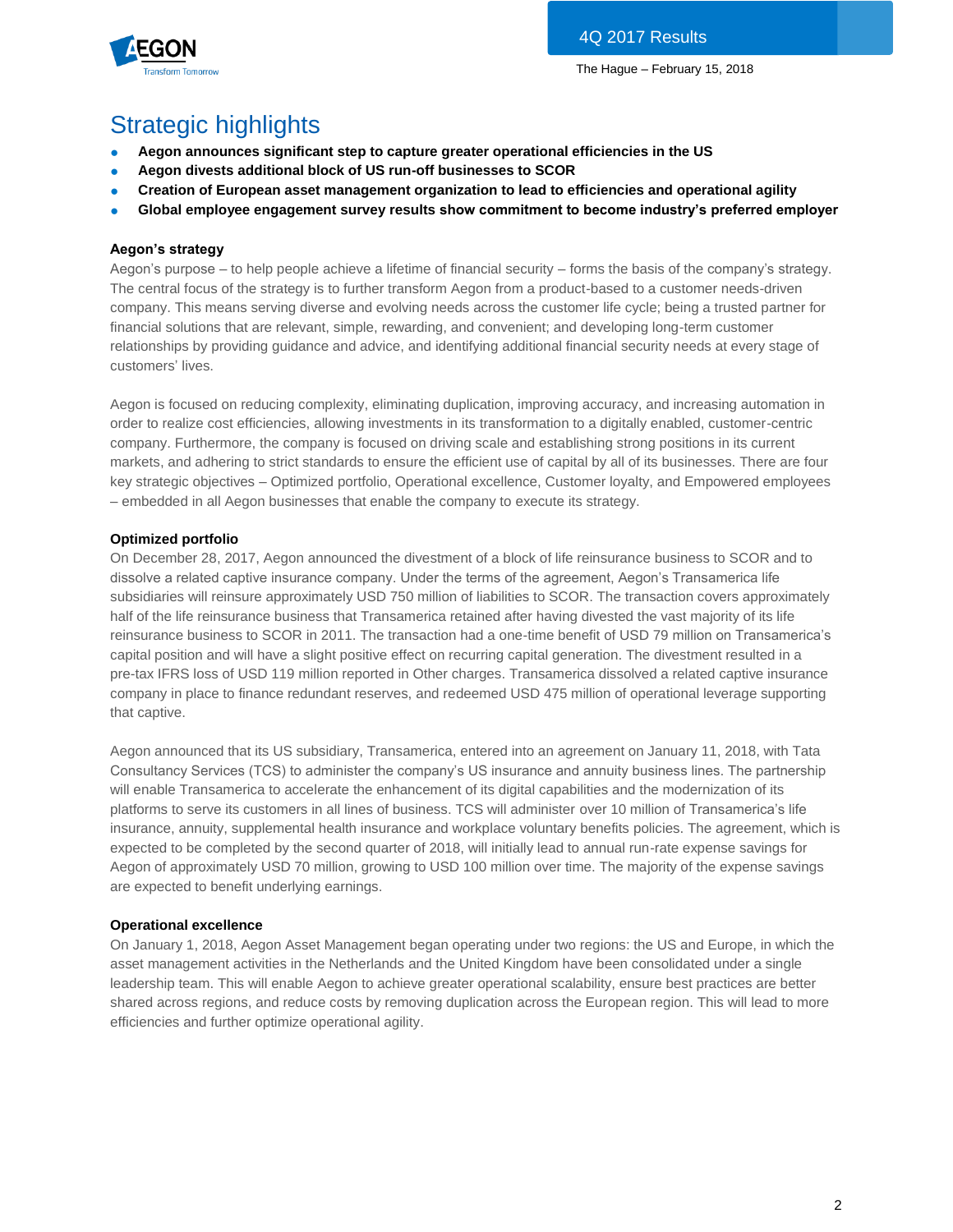## Strategic highlights

- **Aegon announces significant step to capture greater operational efficiencies in the US**
- **Aegon divests additional block of US run-off businesses to SCOR**
- **Creation of European asset management organization to lead to efficiencies and operational agility**
- **Global employee engagement survey results show commitment to become industry's preferred employer**

**Aegon's strategy**

Aegon's purpose – to help people achieve a lifetime of financial security – forms the basis of the company's strategy. The central focus of the strategy is to further transform Aegon from a product-based to a customer needs-driven company. This means serving diverse and evolving needs across the customer life cycle; being a trusted partner for financial solutions that are relevant, simple, rewarding, and convenient; and developing long-term customer relationships by providing guidance and advice, and identifying additional financial security needs at every stage of customers' lives.

Aegon is focused on reducing complexity, eliminating duplication, improving accuracy, and increasing automation in order to realize cost efficiencies, allowing investments in its transformation to a digitally enabled, customer-centric company. Furthermore, the company is focused on driving scale and establishing strong positions in its current markets, and adhering to strict standards to ensure the efficient use of capital by all of its businesses. There are four key strategic objectives – Optimized portfolio, Operational excellence, Customer loyalty, and Empowered employees – embedded in all Aegon businesses that enable the company to execute its strategy.

**Optimized portfolio**

On December 28, 2017, Aegon announced the divestment of a block of life reinsurance business to SCOR and to dissolve a related captive insurance company. Under the terms of the agreement, Aegon's Transamerica life subsidiaries will reinsure approximately USD 750 million of liabilities to SCOR. The transaction covers approximately half of the life reinsurance business that Transamerica retained after having divested the vast majority of its life reinsurance business to SCOR in 2011. The transaction had a one-time benefit of USD 79 million on Transamerica's capital position and will have a slight positive effect on recurring capital generation. The divestment resulted in a pre-tax IFRS loss of USD 119 million reported in Other charges. Transamerica dissolved a related captive insurance company in place to finance redundant reserves, and redeemed USD 475 million of operational leverage supporting that captive.

Aegon announced that its US subsidiary, Transamerica, entered into an agreement on January 11, 2018, with Tata Consultancy Services (TCS) to administer the company's US insurance and annuity business lines. The partnership will enable Transamerica to accelerate the enhancement of its digital capabilities and the modernization of its platforms to serve its customers in all lines of business. TCS will administer over 10 million of Transamerica's life insurance, annuity, supplemental health insurance and workplace voluntary benefits policies. The agreement, which is expected to be completed by the second quarter of 2018, will initially lead to annual run-rate expense savings for Aegon of approximately USD 70 million, growing to USD 100 million over time. The majority of the expense savings are expected to benefit underlying earnings.

**Operational excellence**

On January 1, 2018, Aegon Asset Management began operating under two regions: the US and Europe, in which the asset management activities in the Netherlands and the United Kingdom have been consolidated under a single leadership team. This will enable Aegon to achieve greater operational scalability, ensure best practices are better shared across regions, and reduce costs by removing duplication across the European region. This will lead to more efficiencies and further optimize operational agility.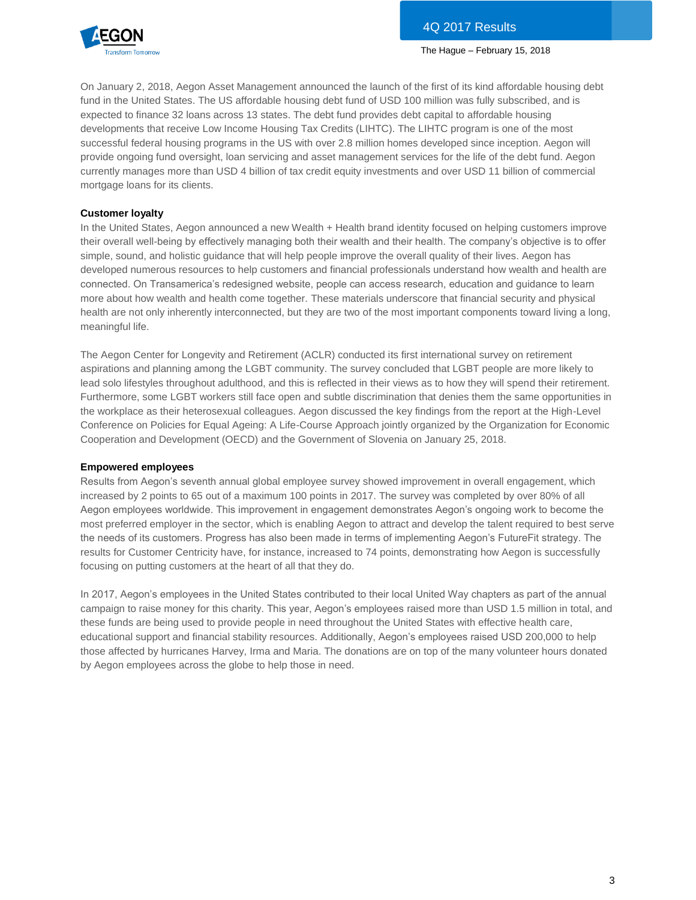On January 2, 2018, Aegon Asset Management announced the launch of the first of its kind affordable housing debt fund in the United States. The US affordable housing debt fund of USD 100 million was fully subscribed, and is expected to finance 32 loans across 13 states. The debt fund provides debt capital to affordable housing developments that receive Low Income Housing Tax Credits (LIHTC). The LIHTC program is one of the most successful federal housing programs in the US with over 2.8 million homes developed since inception. Aegon will provide ongoing fund oversight, loan servicing and asset management services for the life of the debt fund. Aegon currently manages more than USD 4 billion of tax credit equity investments and over USD 11 billion of commercial mortgage loans for its clients.

**Customer loyalty**

In the United States, Aegon announced a new Wealth + Health brand identity focused on helping customers improve their overall well-being by effectively managing both their wealth and their health. The company's objective is to offer simple, sound, and holistic guidance that will help people improve the overall quality of their lives. Aegon has developed numerous resources to help customers and financial professionals understand how wealth and health are connected. On Transamerica's redesigned website, people can access research, education and guidance to learn more about how wealth and health come together. These materials underscore that financial security and physical health are not only inherently interconnected, but they are two of the most important components toward living a long, meaningful life.

The Aegon Center for Longevity and Retirement (ACLR) conducted its first international survey on retirement aspirations and planning among the LGBT community. The survey concluded that LGBT people are more likely to lead solo lifestyles throughout adulthood, and this is reflected in their views as to how they will spend their retirement. Furthermore, some LGBT workers still face open and subtle discrimination that denies them the same opportunities in the workplace as their heterosexual colleagues. Aegon discussed the key findings from the report at the High-Level Conference on Policies for Equal Ageing: A Life-Course Approach jointly organized by the Organization for Economic Cooperation and Development (OECD) and the Government of Slovenia on January 25, 2018.

**Empowered employees**

Results from Aegon's seventh annual global employee survey showed improvement in overall engagement, which increased by 2 points to 65 out of a maximum 100 points in 2017. The survey was completed by over 80% of all Aegon employees worldwide. This improvement in engagement demonstrates Aegon's ongoing work to become the most preferred employer in the sector, which is enabling Aegon to attract and develop the talent required to best serve the needs of its customers. Progress has also been made in terms of implementing Aegon's FutureFit strategy. The results for Customer Centricity have, for instance, increased to 74 points, demonstrating how Aegon is successfully focusing on putting customers at the heart of all that they do.

In 2017, Aegon's employees in the United States contributed to their local United Way chapters as part of the annual campaign to raise money for this charity. This year, Aegon's employees raised more than USD 1.5 million in total, and these funds are being used to provide people in need throughout the United States with effective health care, educational support and financial stability resources. Additionally, Aegon's employees raised USD 200,000 to help those affected by hurricanes Harvey, Irma and Maria. The donations are on top of the many volunteer hours donated by Aegon employees across the globe to help those in need.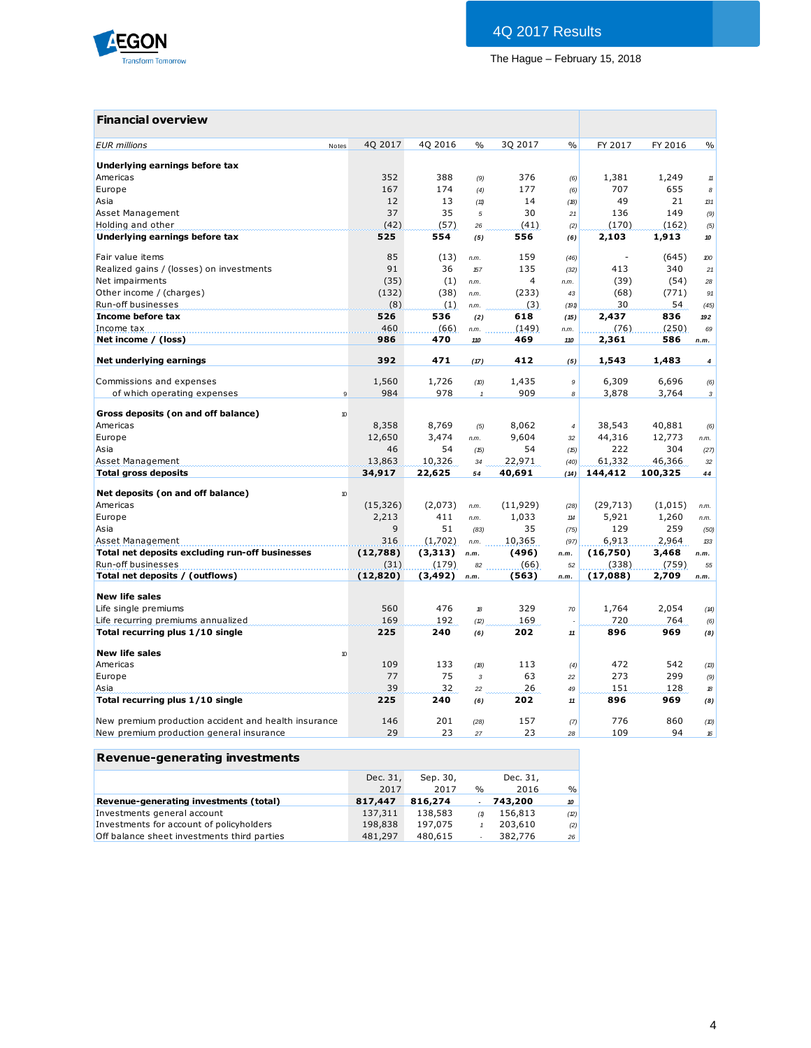## Financial overview

| EUR millions | Notes | 4Q 2017 | 4Q 2016 | % | 3Q 2017 | % | FY 2017 | FY 2016 | % |
|---|---|---|---|---|---|---|---|---|---|
| **Underlying earnings before tax** | | | | | | | | | |
| Americas | | 352 | 388 | (9) | 376 | (6) | 1,381 | 1,249 | 11 |
| Europe | | 167 | 174 | (4) | 177 | (6) | 707 | 655 | 8 |
| Asia | | 12 | 13 | (11) | 14 | (18) | 49 | 21 | 131 |
| Asset Management | | 37 | 35 | 5 | 30 | 21 | 136 | 149 | (9) |
| Holding and other | | (42) | (57) | 26 | (41) | (2) | (170) | (162) | (5) |
| **Underlying earnings before tax** | | **525** | **554** | **(5)** | **556** | **(6)** | **2,103** | **1,913** | **10** |
| | | | | | | | | | |
| Fair value items | | 85 | (13) | n.m. | 159 | (46) | - | (645) | 100 |
| Realized gains / (losses) on investments | | 91 | 36 | 157 | 135 | (32) | 413 | 340 | 21 |
| Net impairments | | (35) | (1) | n.m. | 4 | n.m. | (39) | (54) | 28 |
| Other income / (charges) | | (132) | (38) | n.m. | (233) | 43 | (68) | (771) | 91 |
| Run-off businesses | | (8) | (1) | n.m. | (3) | (191) | 30 | 54 | (45) |
| **Income before tax** | | **526** | **536** | **(2)** | **618** | **(15)** | **2,437** | **836** | **192** |
| Income tax | | 460 | (66) | n.m. | (149) | n.m. | (76) | (250) | 69 |
| **Net income / (loss)** | | **986** | **470** | **110** | **469** | **110** | **2,361** | **586** | **n.m.** |
| | | | | | | | | | |
| **Net underlying earnings** | | **392** | **471** | **(17)** | **412** | **(5)** | **1,543** | **1,483** | **4** |
| | | | | | | | | | |
| Commissions and expenses | | 1,560 | 1,726 | (10) | 1,435 | 9 | 6,309 | 6,696 | (6) |
| of which operating expenses | 9 | 984 | 978 | 1 | 909 | 8 | 3,878 | 3,764 | 3 |
| | | | | | | | | | |
| **Gross deposits (on and off balance)** | 10 | | | | | | | | |
| Americas | | 8,358 | 8,769 | (5) | 8,062 | 4 | 38,543 | 40,881 | (6) |
| Europe | | 12,650 | 3,474 | n.m. | 9,604 | 32 | 44,316 | 12,773 | n.m. |
| Asia | | 46 | 54 | (15) | 54 | (15) | 222 | 304 | (27) |
| Asset Management | | 13,863 | 10,326 | 34 | 22,971 | (40) | 61,332 | 46,366 | 32 |
| **Total gross deposits** | | **34,917** | **22,625** | **54** | **40,691** | **(14)** | **144,412** | **100,325** | **44** |
| | | | | | | | | | |
| **Net deposits (on and off balance)** | 10 | | | | | | | | |
| Americas | | (15,326) | (2,073) | n.m. | (11,929) | (28) | (29,713) | (1,015) | n.m. |
| Europe | | 2,213 | 411 | n.m. | 1,033 | 114 | 5,921 | 1,260 | n.m. |
| Asia | | 9 | 51 | (83) | 35 | (75) | 129 | 259 | (50) |
| Asset Management | | 316 | (1,702) | n.m. | 10,365 | (97) | 6,913 | 2,964 | 133 |
| **Total net deposits excluding run-off businesses** | | **(12,788)** | **(3,313)** | **n.m.** | **(496)** | **n.m.** | **(16,750)** | **3,468** | **n.m.** |
| Run-off businesses | | (31) | (179) | 82 | (66) | 52 | (338) | (759) | 55 |
| **Total net deposits / (outflows)** | | **(12,820)** | **(3,492)** | **n.m.** | **(563)** | **n.m.** | **(17,088)** | **2,709** | **n.m.** |
| | | | | | | | | | |
| **New life sales** | | | | | | | | | |
| Life single premiums | | 560 | 476 | 18 | 329 | 70 | 1,764 | 2,054 | (14) |
| Life recurring premiums annualized | | 169 | 192 | (12) | 169 | - | 720 | 764 | (6) |
| **Total recurring plus 1/10 single** | | **225** | **240** | **(6)** | **202** | **11** | **896** | **969** | **(8)** |
| | | | | | | | | | |
| **New life sales** | 10 | | | | | | | | |
| Americas | | 109 | 133 | (18) | 113 | (4) | 472 | 542 | (13) |
| Europe | | 77 | 75 | 3 | 63 | 22 | 273 | 299 | (9) |
| Asia | | 39 | 32 | 22 | 26 | 49 | 151 | 128 | 18 |
| **Total recurring plus 1/10 single** | | **225** | **240** | **(6)** | **202** | **11** | **896** | **969** | **(8)** |
| | | | | | | | | | |
| New premium production accident and health insurance | | 146 | 201 | (28) | 157 | (7) | 776 | 860 | (10) |
| New premium production general insurance | | 29 | 23 | 27 | 23 | 28 | 109 | 94 | 16 |

## Revenue-generating investments

| | Dec. 31, 2017 | Sep. 30, 2017 | % | Dec. 31, 2016 | % |
|---|---|---|---|---|---|
| **Revenue-generating investments (total)** | **817,447** | **816,274** | **-** | **743,200** | **10** |
| Investments general account | 137,311 | 138,583 | (1) | 156,813 | (12) |
| Investments for account of policyholders | 198,838 | 197,075 | 1 | 203,610 | (2) |
| Off balance sheet investments third parties | 481,297 | 480,615 | - | 382,776 | 26 |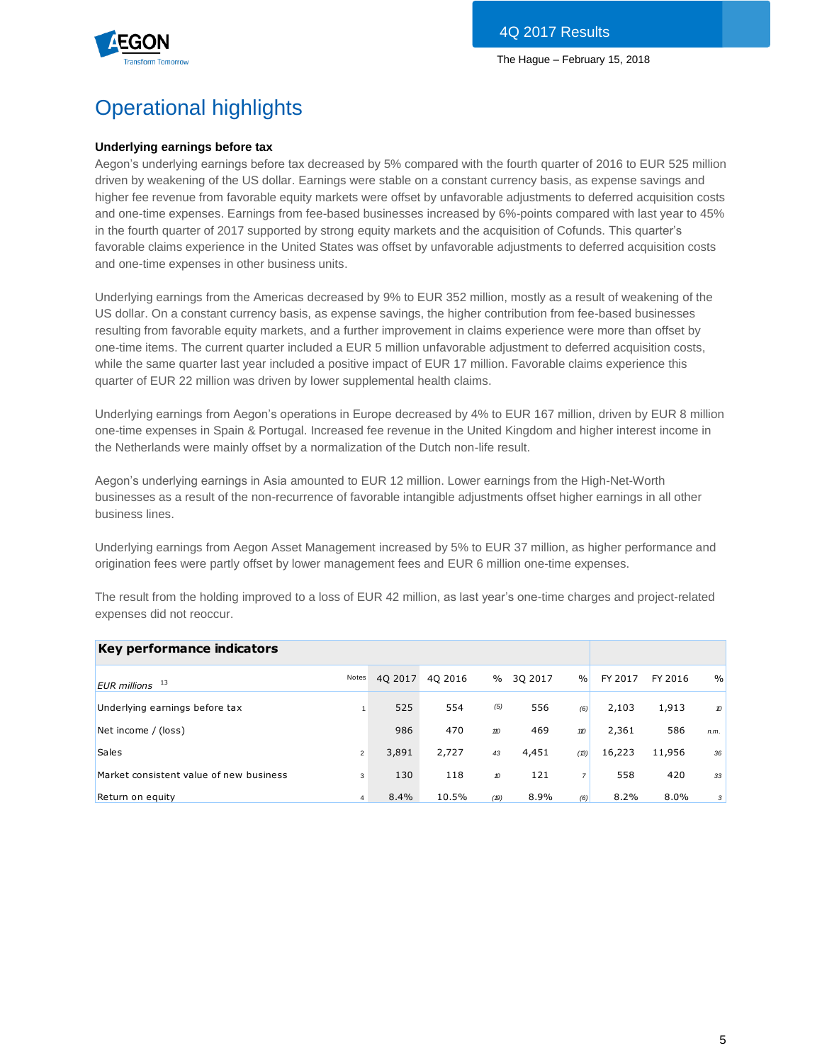# Operational highlights

**Underlying earnings before tax**

Aegon's underlying earnings before tax decreased by 5% compared with the fourth quarter of 2016 to EUR 525 million driven by weakening of the US dollar. Earnings were stable on a constant currency basis, as expense savings and higher fee revenue from favorable equity markets were offset by unfavorable adjustments to deferred acquisition costs and one-time expenses. Earnings from fee-based businesses increased by 6%-points compared with last year to 45% in the fourth quarter of 2017 supported by strong equity markets and the acquisition of Cofunds. This quarter's favorable claims experience in the United States was offset by unfavorable adjustments to deferred acquisition costs and one-time expenses in other business units.

Underlying earnings from the Americas decreased by 9% to EUR 352 million, mostly as a result of weakening of the US dollar. On a constant currency basis, as expense savings, the higher contribution from fee-based businesses resulting from favorable equity markets, and a further improvement in claims experience were more than offset by one-time items. The current quarter included a EUR 5 million unfavorable adjustment to deferred acquisition costs, while the same quarter last year included a positive impact of EUR 17 million. Favorable claims experience this quarter of EUR 22 million was driven by lower supplemental health claims.

Underlying earnings from Aegon's operations in Europe decreased by 4% to EUR 167 million, driven by EUR 8 million one-time expenses in Spain & Portugal. Increased fee revenue in the United Kingdom and higher interest income in the Netherlands were mainly offset by a normalization of the Dutch non-life result.

Aegon's underlying earnings in Asia amounted to EUR 12 million. Lower earnings from the High-Net-Worth businesses as a result of the non-recurrence of favorable intangible adjustments offset higher earnings in all other business lines.

Underlying earnings from Aegon Asset Management increased by 5% to EUR 37 million, as higher performance and origination fees were partly offset by lower management fees and EUR 6 million one-time expenses.

The result from the holding improved to a loss of EUR 42 million, as last year's one-time charges and project-related expenses did not reoccur.

| **Key performance indicators** | | | | | | | | | | |
|---|---|---|---|---|---|---|---|---|---|---|
| *EUR millions* [13] | Notes | 4Q 2017 | 4Q 2016 | % | 3Q 2017 | % | FY 2017 | FY 2016 | % |
| Underlying earnings before tax | 1 | 525 | 554 | (5) | 556 | (6) | 2,103 | 1,913 | 10 |
| Net income / (loss) | | 986 | 470 | 110 | 469 | 110 | 2,361 | 586 | n.m. |
| Sales | 2 | 3,891 | 2,727 | 43 | 4,451 | (13) | 16,223 | 11,956 | 36 |
| Market consistent value of new business | 3 | 130 | 118 | 10 | 121 | 7 | 558 | 420 | 33 |
| Return on equity | 4 | 8.4% | 10.5% | (19) | 8.9% | (6) | 8.2% | 8.0% | 3 |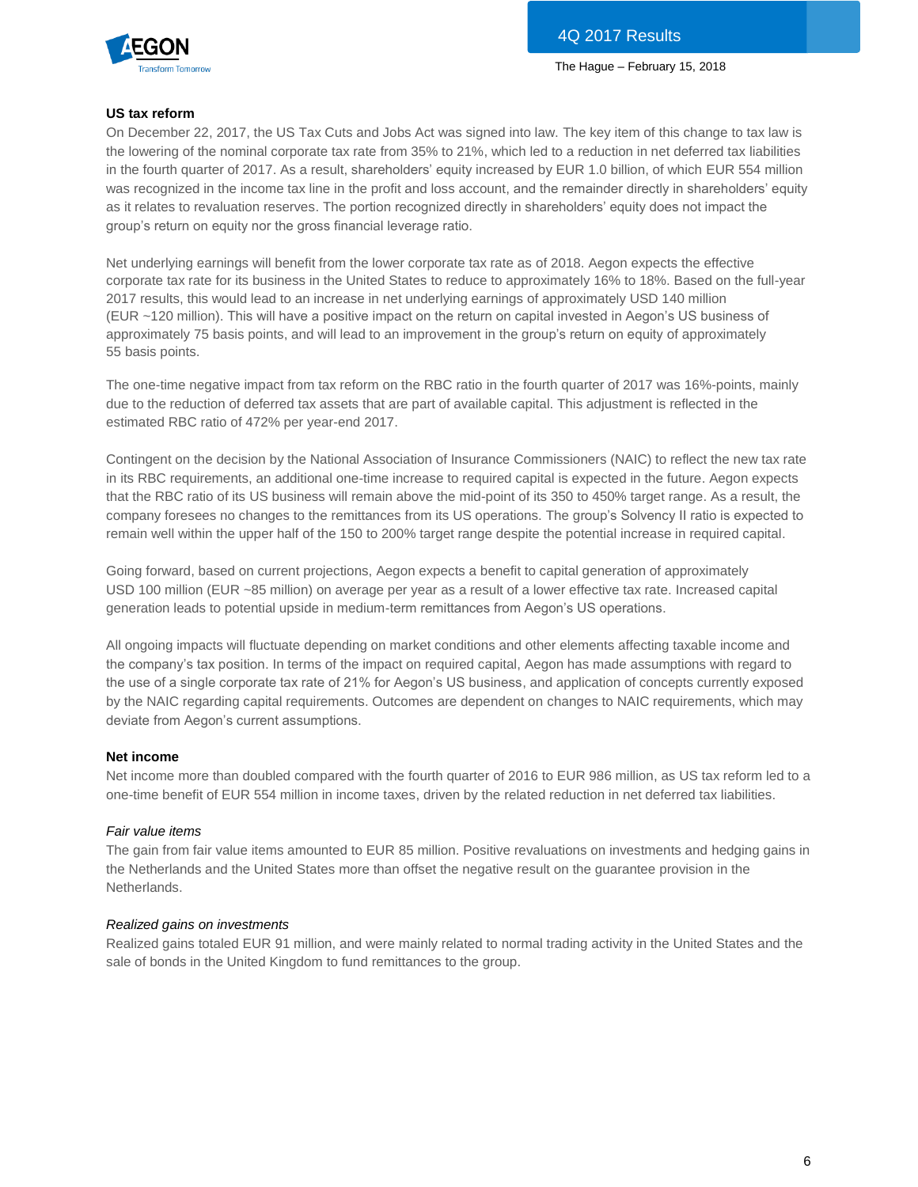**US tax reform**

On December 22, 2017, the US Tax Cuts and Jobs Act was signed into law. The key item of this change to tax law is the lowering of the nominal corporate tax rate from 35% to 21%, which led to a reduction in net deferred tax liabilities in the fourth quarter of 2017. As a result, shareholders' equity increased by EUR 1.0 billion, of which EUR 554 million was recognized in the income tax line in the profit and loss account, and the remainder directly in shareholders' equity as it relates to revaluation reserves. The portion recognized directly in shareholders' equity does not impact the group's return on equity nor the gross financial leverage ratio.

Net underlying earnings will benefit from the lower corporate tax rate as of 2018. Aegon expects the effective corporate tax rate for its business in the United States to reduce to approximately 16% to 18%. Based on the full-year 2017 results, this would lead to an increase in net underlying earnings of approximately USD 140 million (EUR ~120 million). This will have a positive impact on the return on capital invested in Aegon's US business of approximately 75 basis points, and will lead to an improvement in the group's return on equity of approximately 55 basis points.

The one-time negative impact from tax reform on the RBC ratio in the fourth quarter of 2017 was 16%-points, mainly due to the reduction of deferred tax assets that are part of available capital. This adjustment is reflected in the estimated RBC ratio of 472% per year-end 2017.

Contingent on the decision by the National Association of Insurance Commissioners (NAIC) to reflect the new tax rate in its RBC requirements, an additional one-time increase to required capital is expected in the future. Aegon expects that the RBC ratio of its US business will remain above the mid-point of its 350 to 450% target range. As a result, the company foresees no changes to the remittances from its US operations. The group's Solvency II ratio is expected to remain well within the upper half of the 150 to 200% target range despite the potential increase in required capital.

Going forward, based on current projections, Aegon expects a benefit to capital generation of approximately USD 100 million (EUR ~85 million) on average per year as a result of a lower effective tax rate. Increased capital generation leads to potential upside in medium-term remittances from Aegon's US operations.

All ongoing impacts will fluctuate depending on market conditions and other elements affecting taxable income and the company's tax position. In terms of the impact on required capital, Aegon has made assumptions with regard to the use of a single corporate tax rate of 21% for Aegon's US business, and application of concepts currently exposed by the NAIC regarding capital requirements. Outcomes are dependent on changes to NAIC requirements, which may deviate from Aegon's current assumptions.

**Net income**

Net income more than doubled compared with the fourth quarter of 2016 to EUR 986 million, as US tax reform led to a one-time benefit of EUR 554 million in income taxes, driven by the related reduction in net deferred tax liabilities.

*Fair value items*

The gain from fair value items amounted to EUR 85 million. Positive revaluations on investments and hedging gains in the Netherlands and the United States more than offset the negative result on the guarantee provision in the Netherlands.

*Realized gains on investments*

Realized gains totaled EUR 91 million, and were mainly related to normal trading activity in the United States and the sale of bonds in the United Kingdom to fund remittances to the group.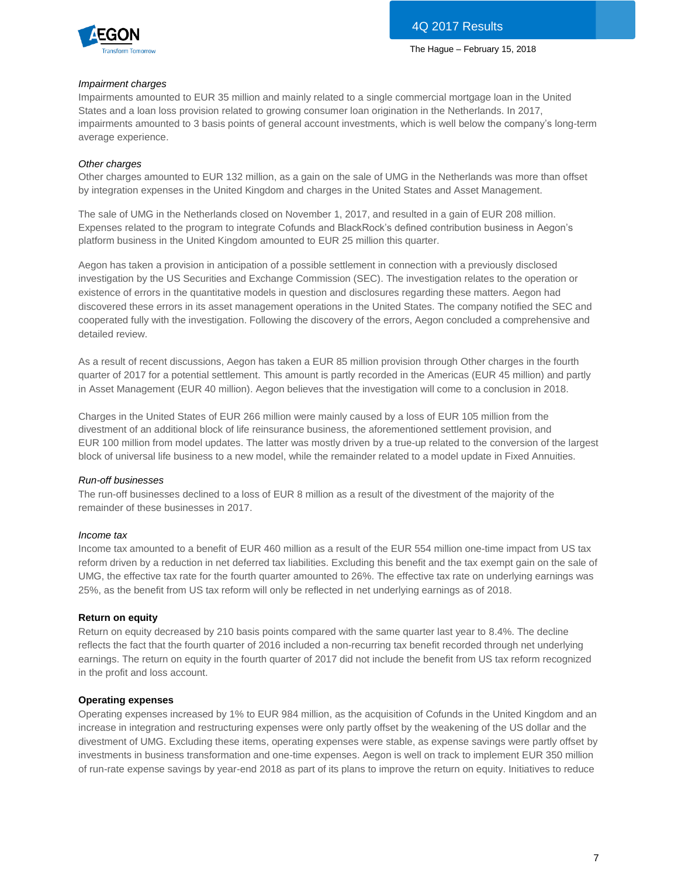*Impairment charges*

Impairments amounted to EUR 35 million and mainly related to a single commercial mortgage loan in the United States and a loan loss provision related to growing consumer loan origination in the Netherlands. In 2017, impairments amounted to 3 basis points of general account investments, which is well below the company's long-term average experience.

*Other charges*

Other charges amounted to EUR 132 million, as a gain on the sale of UMG in the Netherlands was more than offset by integration expenses in the United Kingdom and charges in the United States and Asset Management.

The sale of UMG in the Netherlands closed on November 1, 2017, and resulted in a gain of EUR 208 million. Expenses related to the program to integrate Cofunds and BlackRock's defined contribution business in Aegon's platform business in the United Kingdom amounted to EUR 25 million this quarter.

Aegon has taken a provision in anticipation of a possible settlement in connection with a previously disclosed investigation by the US Securities and Exchange Commission (SEC). The investigation relates to the operation or existence of errors in the quantitative models in question and disclosures regarding these matters. Aegon had discovered these errors in its asset management operations in the United States. The company notified the SEC and cooperated fully with the investigation. Following the discovery of the errors, Aegon concluded a comprehensive and detailed review.

As a result of recent discussions, Aegon has taken a EUR 85 million provision through Other charges in the fourth quarter of 2017 for a potential settlement. This amount is partly recorded in the Americas (EUR 45 million) and partly in Asset Management (EUR 40 million). Aegon believes that the investigation will come to a conclusion in 2018.

Charges in the United States of EUR 266 million were mainly caused by a loss of EUR 105 million from the divestment of an additional block of life reinsurance business, the aforementioned settlement provision, and EUR 100 million from model updates. The latter was mostly driven by a true-up related to the conversion of the largest block of universal life business to a new model, while the remainder related to a model update in Fixed Annuities.

*Run-off businesses*

The run-off businesses declined to a loss of EUR 8 million as a result of the divestment of the majority of the remainder of these businesses in 2017.

*Income tax*

Income tax amounted to a benefit of EUR 460 million as a result of the EUR 554 million one-time impact from US tax reform driven by a reduction in net deferred tax liabilities. Excluding this benefit and the tax exempt gain on the sale of UMG, the effective tax rate for the fourth quarter amounted to 26%. The effective tax rate on underlying earnings was 25%, as the benefit from US tax reform will only be reflected in net underlying earnings as of 2018.

**Return on equity**

Return on equity decreased by 210 basis points compared with the same quarter last year to 8.4%. The decline reflects the fact that the fourth quarter of 2016 included a non-recurring tax benefit recorded through net underlying earnings. The return on equity in the fourth quarter of 2017 did not include the benefit from US tax reform recognized in the profit and loss account.

**Operating expenses**

Operating expenses increased by 1% to EUR 984 million, as the acquisition of Cofunds in the United Kingdom and an increase in integration and restructuring expenses were only partly offset by the weakening of the US dollar and the divestment of UMG. Excluding these items, operating expenses were stable, as expense savings were partly offset by investments in business transformation and one-time expenses. Aegon is well on track to implement EUR 350 million of run-rate expense savings by year-end 2018 as part of its plans to improve the return on equity. Initiatives to reduce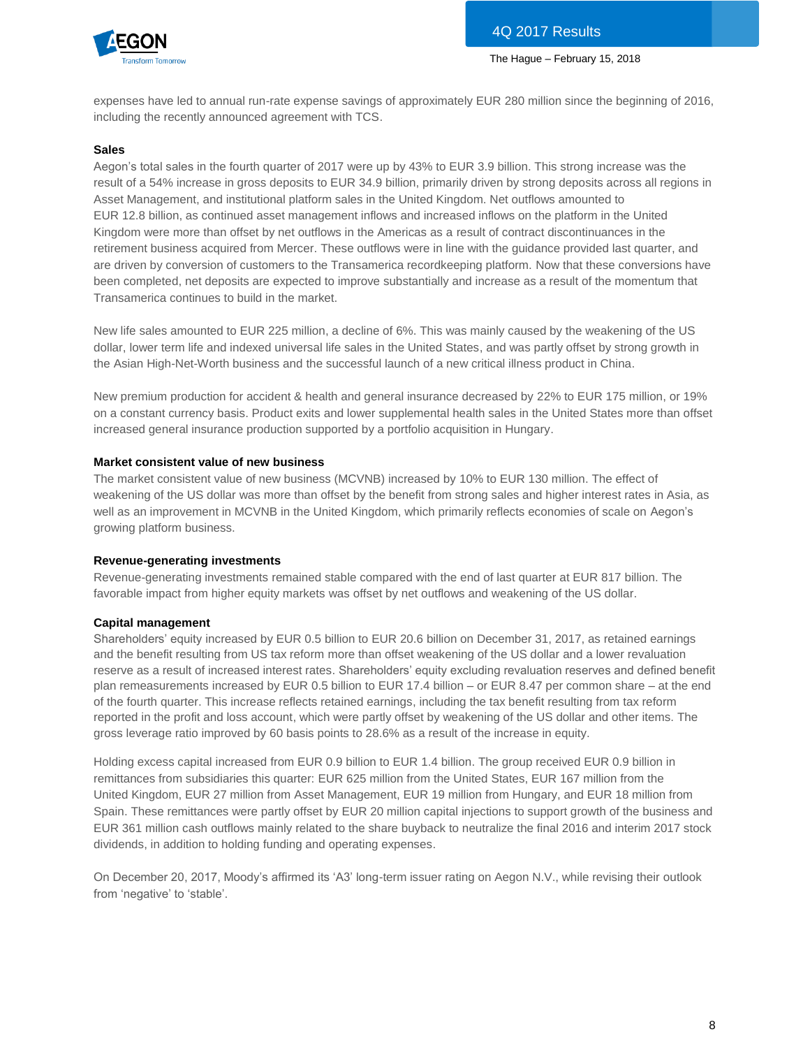expenses have led to annual run-rate expense savings of approximately EUR 280 million since the beginning of 2016, including the recently announced agreement with TCS.

**Sales**

Aegon's total sales in the fourth quarter of 2017 were up by 43% to EUR 3.9 billion. This strong increase was the result of a 54% increase in gross deposits to EUR 34.9 billion, primarily driven by strong deposits across all regions in Asset Management, and institutional platform sales in the United Kingdom. Net outflows amounted to EUR 12.8 billion, as continued asset management inflows and increased inflows on the platform in the United Kingdom were more than offset by net outflows in the Americas as a result of contract discontinuances in the retirement business acquired from Mercer. These outflows were in line with the guidance provided last quarter, and are driven by conversion of customers to the Transamerica recordkeeping platform. Now that these conversions have been completed, net deposits are expected to improve substantially and increase as a result of the momentum that Transamerica continues to build in the market.

New life sales amounted to EUR 225 million, a decline of 6%. This was mainly caused by the weakening of the US dollar, lower term life and indexed universal life sales in the United States, and was partly offset by strong growth in the Asian High-Net-Worth business and the successful launch of a new critical illness product in China.

New premium production for accident & health and general insurance decreased by 22% to EUR 175 million, or 19% on a constant currency basis. Product exits and lower supplemental health sales in the United States more than offset increased general insurance production supported by a portfolio acquisition in Hungary.

**Market consistent value of new business**

The market consistent value of new business (MCVNB) increased by 10% to EUR 130 million. The effect of weakening of the US dollar was more than offset by the benefit from strong sales and higher interest rates in Asia, as well as an improvement in MCVNB in the United Kingdom, which primarily reflects economies of scale on Aegon's growing platform business.

**Revenue-generating investments**

Revenue-generating investments remained stable compared with the end of last quarter at EUR 817 billion. The favorable impact from higher equity markets was offset by net outflows and weakening of the US dollar.

**Capital management**

Shareholders' equity increased by EUR 0.5 billion to EUR 20.6 billion on December 31, 2017, as retained earnings and the benefit resulting from US tax reform more than offset weakening of the US dollar and a lower revaluation reserve as a result of increased interest rates. Shareholders' equity excluding revaluation reserves and defined benefit plan remeasurements increased by EUR 0.5 billion to EUR 17.4 billion – or EUR 8.47 per common share – at the end of the fourth quarter. This increase reflects retained earnings, including the tax benefit resulting from tax reform reported in the profit and loss account, which were partly offset by weakening of the US dollar and other items. The gross leverage ratio improved by 60 basis points to 28.6% as a result of the increase in equity.

Holding excess capital increased from EUR 0.9 billion to EUR 1.4 billion. The group received EUR 0.9 billion in remittances from subsidiaries this quarter: EUR 625 million from the United States, EUR 167 million from the United Kingdom, EUR 27 million from Asset Management, EUR 19 million from Hungary, and EUR 18 million from Spain. These remittances were partly offset by EUR 20 million capital injections to support growth of the business and EUR 361 million cash outflows mainly related to the share buyback to neutralize the final 2016 and interim 2017 stock dividends, in addition to holding funding and operating expenses.

On December 20, 2017, Moody's affirmed its 'A3' long-term issuer rating on Aegon N.V., while revising their outlook from 'negative' to 'stable'.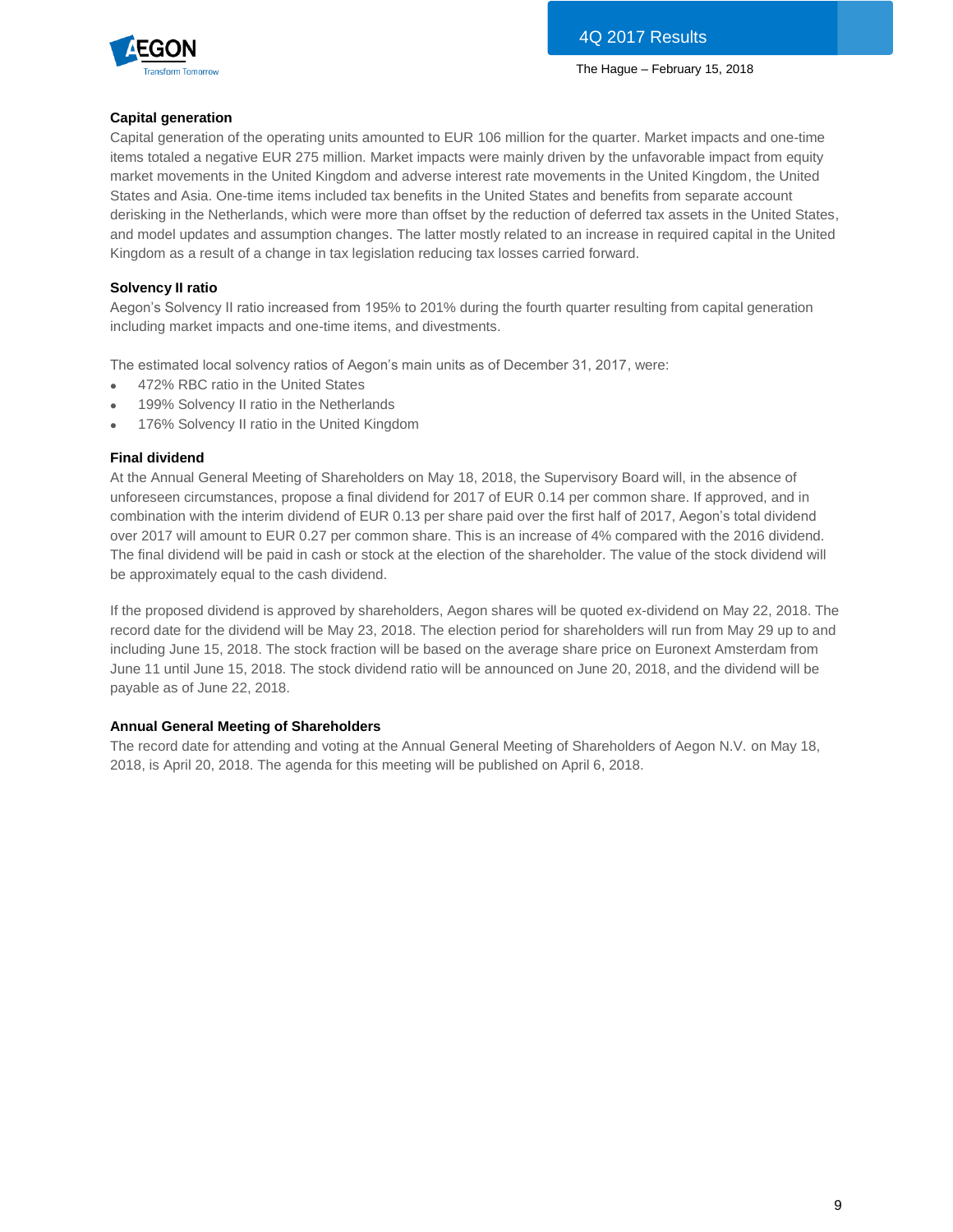### Capital generation

Capital generation of the operating units amounted to EUR 106 million for the quarter. Market impacts and one-time items totaled a negative EUR 275 million. Market impacts were mainly driven by the unfavorable impact from equity market movements in the United Kingdom and adverse interest rate movements in the United Kingdom, the United States and Asia. One-time items included tax benefits in the United States and benefits from separate account derisking in the Netherlands, which were more than offset by the reduction of deferred tax assets in the United States, and model updates and assumption changes. The latter mostly related to an increase in required capital in the United Kingdom as a result of a change in tax legislation reducing tax losses carried forward.

### Solvency II ratio

Aegon's Solvency II ratio increased from 195% to 201% during the fourth quarter resulting from capital generation including market impacts and one-time items, and divestments.

The estimated local solvency ratios of Aegon's main units as of December 31, 2017, were:

- 472% RBC ratio in the United States
- 199% Solvency II ratio in the Netherlands
- 176% Solvency II ratio in the United Kingdom

### Final dividend

At the Annual General Meeting of Shareholders on May 18, 2018, the Supervisory Board will, in the absence of unforeseen circumstances, propose a final dividend for 2017 of EUR 0.14 per common share. If approved, and in combination with the interim dividend of EUR 0.13 per share paid over the first half of 2017, Aegon's total dividend over 2017 will amount to EUR 0.27 per common share. This is an increase of 4% compared with the 2016 dividend. The final dividend will be paid in cash or stock at the election of the shareholder. The value of the stock dividend will be approximately equal to the cash dividend.

If the proposed dividend is approved by shareholders, Aegon shares will be quoted ex-dividend on May 22, 2018. The record date for the dividend will be May 23, 2018. The election period for shareholders will run from May 29 up to and including June 15, 2018. The stock fraction will be based on the average share price on Euronext Amsterdam from June 11 until June 15, 2018. The stock dividend ratio will be announced on June 20, 2018, and the dividend will be payable as of June 22, 2018.

### Annual General Meeting of Shareholders

The record date for attending and voting at the Annual General Meeting of Shareholders of Aegon N.V. on May 18, 2018, is April 20, 2018. The agenda for this meeting will be published on April 6, 2018.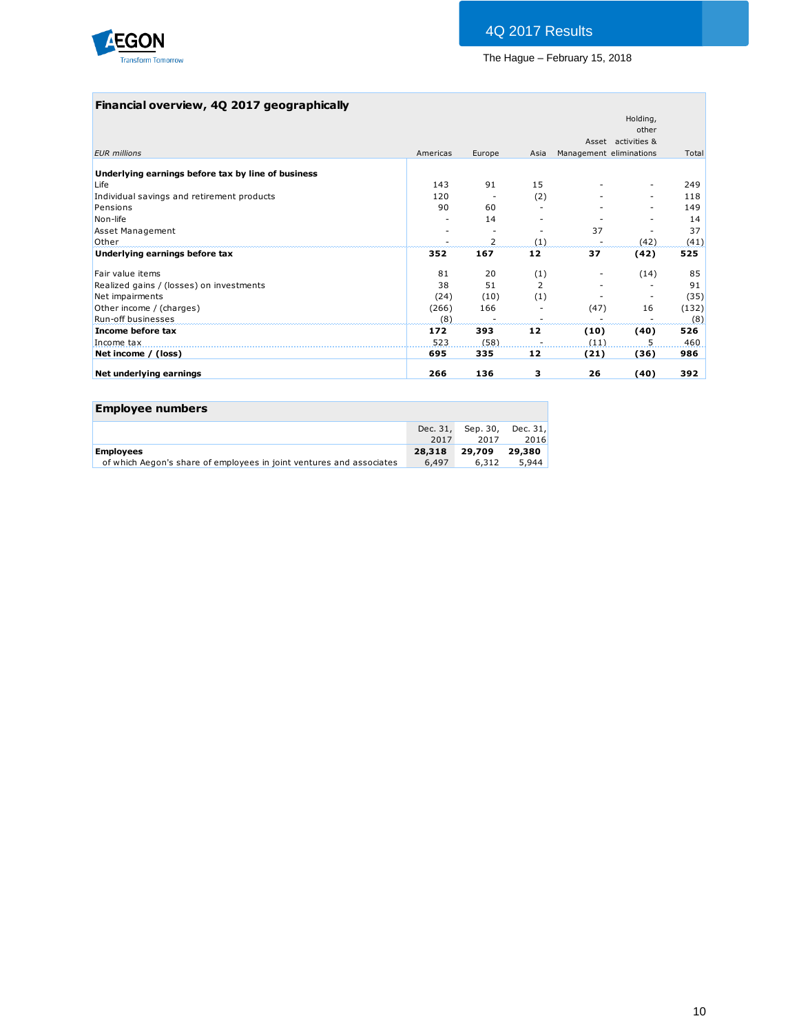## Financial overview, 4Q 2017 geographically

| *EUR millions* | Americas | Europe | Asia | Asset Management | Holding, other activities & eliminations | Total |
|---|---|---|---|---|---|---|
| **Underlying earnings before tax by line of business** | | | | | | |
| Life | 143 | 91 | 15 | - | - | 249 |
| Individual savings and retirement products | 120 | - | (2) | - | - | 118 |
| Pensions | 90 | 60 | - | - | - | 149 |
| Non-life | - | 14 | - | - | - | 14 |
| Asset Management | - | - | - | 37 | - | 37 |
| Other | - | 2 | (1) | - | (42) | (41) |
| **Underlying earnings before tax** | **352** | **167** | **12** | **37** | **(42)** | **525** |
| | | | | | | |
| Fair value items | 81 | 20 | (1) | - | (14) | 85 |
| Realized gains / (losses) on investments | 38 | 51 | 2 | - | - | 91 |
| Net impairments | (24) | (10) | (1) | - | - | (35) |
| Other income / (charges) | (266) | 166 | - | (47) | 16 | (132) |
| Run-off businesses | (8) | - | - | - | - | (8) |
| **Income before tax** | **172** | **393** | **12** | **(10)** | **(40)** | **526** |
| Income tax | 523 | (58) | - | (11) | 5 | 460 |
| **Net income / (loss)** | **695** | **335** | **12** | **(21)** | **(36)** | **986** |
| | | | | | | |
| **Net underlying earnings** | **266** | **136** | **3** | **26** | **(40)** | **392** |

## Employee numbers

| | Dec. 31, 2017 | Sep. 30, 2017 | Dec. 31, 2016 |
|---|---|---|---|
| **Employees** | **28,318** | **29,709** | **29,380** |
| of which Aegon's share of employees in joint ventures and associates | 6,497 | 6,312 | 5,944 |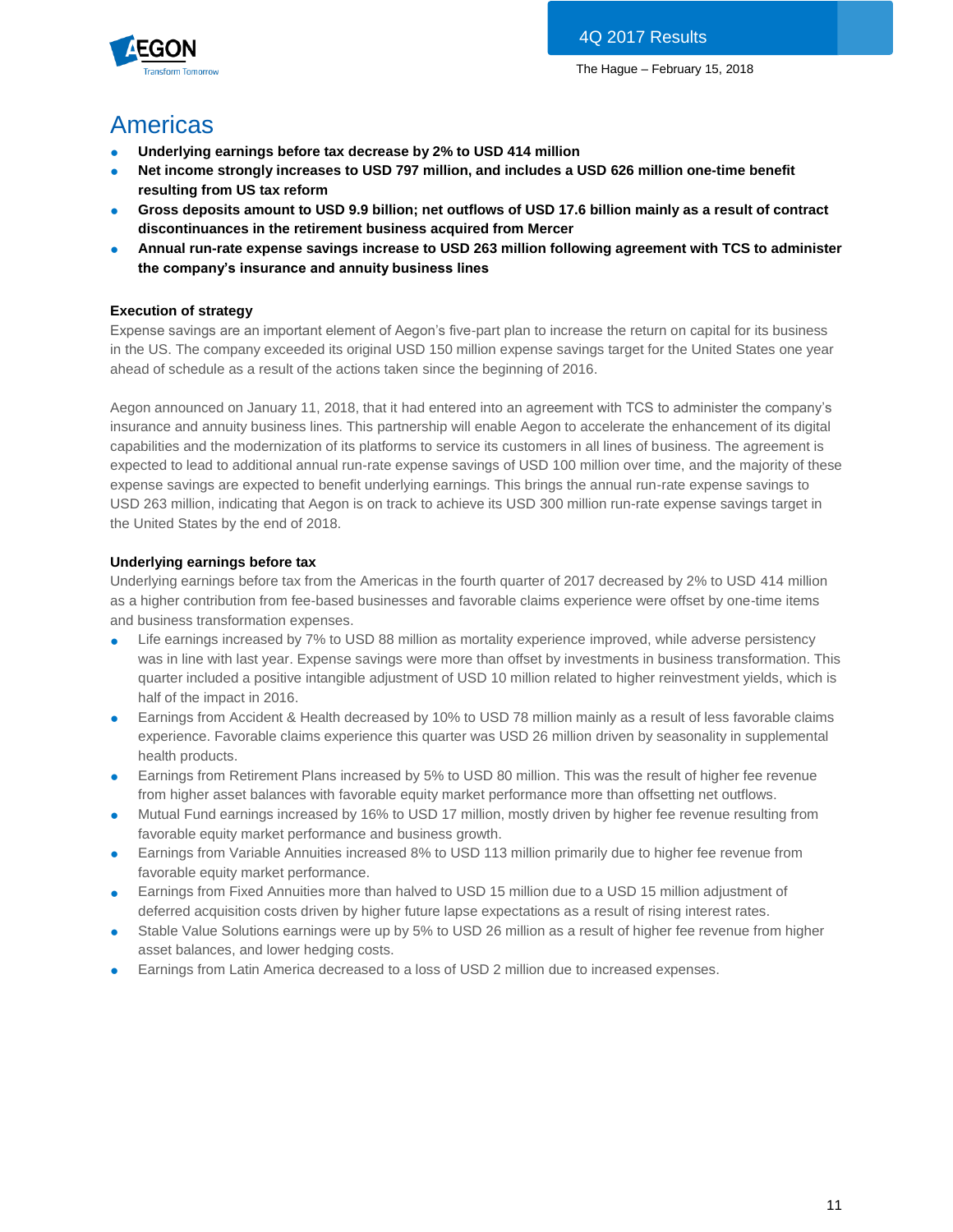# Americas

- **Underlying earnings before tax decrease by 2% to USD 414 million**
- **Net income strongly increases to USD 797 million, and includes a USD 626 million one-time benefit resulting from US tax reform**
- **Gross deposits amount to USD 9.9 billion; net outflows of USD 17.6 billion mainly as a result of contract discontinuances in the retirement business acquired from Mercer**
- **Annual run-rate expense savings increase to USD 263 million following agreement with TCS to administer the company's insurance and annuity business lines**

### Execution of strategy

Expense savings are an important element of Aegon's five-part plan to increase the return on capital for its business in the US. The company exceeded its original USD 150 million expense savings target for the United States one year ahead of schedule as a result of the actions taken since the beginning of 2016.

Aegon announced on January 11, 2018, that it had entered into an agreement with TCS to administer the company's insurance and annuity business lines. This partnership will enable Aegon to accelerate the enhancement of its digital capabilities and the modernization of its platforms to service its customers in all lines of business. The agreement is expected to lead to additional annual run-rate expense savings of USD 100 million over time, and the majority of these expense savings are expected to benefit underlying earnings. This brings the annual run-rate expense savings to USD 263 million, indicating that Aegon is on track to achieve its USD 300 million run-rate expense savings target in the United States by the end of 2018.

### Underlying earnings before tax

Underlying earnings before tax from the Americas in the fourth quarter of 2017 decreased by 2% to USD 414 million as a higher contribution from fee-based businesses and favorable claims experience were offset by one-time items and business transformation expenses.

- Life earnings increased by 7% to USD 88 million as mortality experience improved, while adverse persistency was in line with last year. Expense savings were more than offset by investments in business transformation. This quarter included a positive intangible adjustment of USD 10 million related to higher reinvestment yields, which is half of the impact in 2016.
- Earnings from Accident & Health decreased by 10% to USD 78 million mainly as a result of less favorable claims experience. Favorable claims experience this quarter was USD 26 million driven by seasonality in supplemental health products.
- Earnings from Retirement Plans increased by 5% to USD 80 million. This was the result of higher fee revenue from higher asset balances with favorable equity market performance more than offsetting net outflows.
- Mutual Fund earnings increased by 16% to USD 17 million, mostly driven by higher fee revenue resulting from favorable equity market performance and business growth.
- Earnings from Variable Annuities increased 8% to USD 113 million primarily due to higher fee revenue from favorable equity market performance.
- Earnings from Fixed Annuities more than halved to USD 15 million due to a USD 15 million adjustment of deferred acquisition costs driven by higher future lapse expectations as a result of rising interest rates.
- Stable Value Solutions earnings were up by 5% to USD 26 million as a result of higher fee revenue from higher asset balances, and lower hedging costs.
- Earnings from Latin America decreased to a loss of USD 2 million due to increased expenses.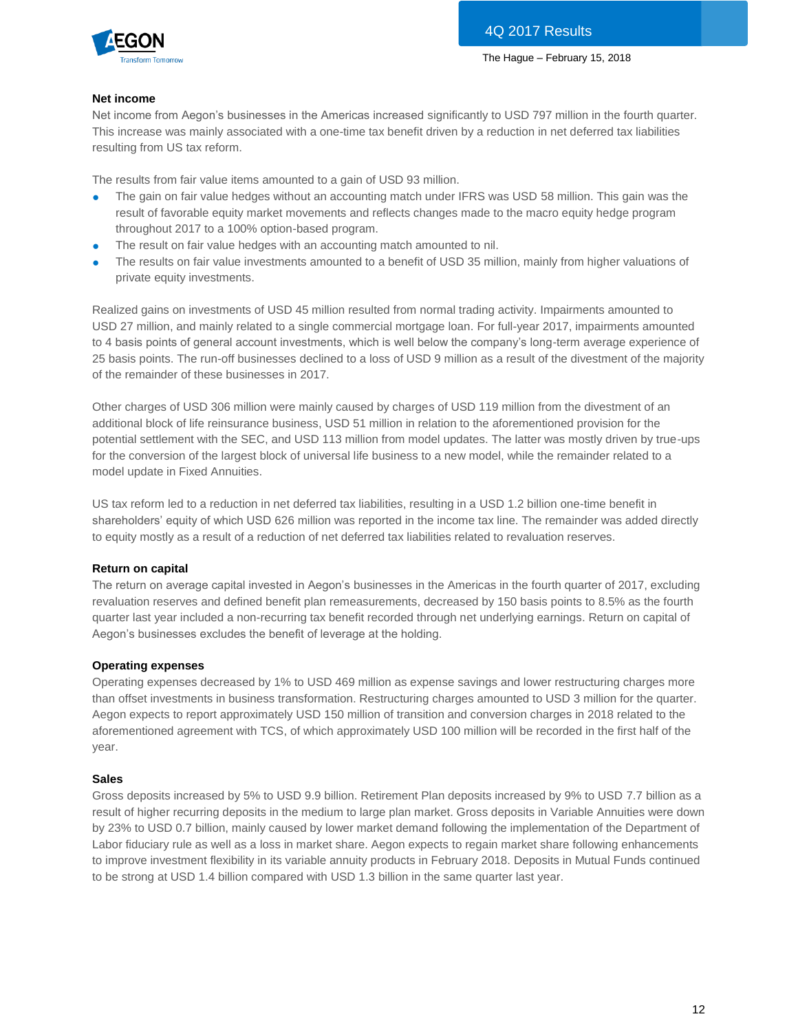### Net income

Net income from Aegon's businesses in the Americas increased significantly to USD 797 million in the fourth quarter. This increase was mainly associated with a one-time tax benefit driven by a reduction in net deferred tax liabilities resulting from US tax reform.

The results from fair value items amounted to a gain of USD 93 million.

- The gain on fair value hedges without an accounting match under IFRS was USD 58 million. This gain was the result of favorable equity market movements and reflects changes made to the macro equity hedge program throughout 2017 to a 100% option-based program.
- The result on fair value hedges with an accounting match amounted to nil.
- The results on fair value investments amounted to a benefit of USD 35 million, mainly from higher valuations of private equity investments.

Realized gains on investments of USD 45 million resulted from normal trading activity. Impairments amounted to USD 27 million, and mainly related to a single commercial mortgage loan. For full-year 2017, impairments amounted to 4 basis points of general account investments, which is well below the company's long-term average experience of 25 basis points. The run-off businesses declined to a loss of USD 9 million as a result of the divestment of the majority of the remainder of these businesses in 2017.

Other charges of USD 306 million were mainly caused by charges of USD 119 million from the divestment of an additional block of life reinsurance business, USD 51 million in relation to the aforementioned provision for the potential settlement with the SEC, and USD 113 million from model updates. The latter was mostly driven by true-ups for the conversion of the largest block of universal life business to a new model, while the remainder related to a model update in Fixed Annuities.

US tax reform led to a reduction in net deferred tax liabilities, resulting in a USD 1.2 billion one-time benefit in shareholders' equity of which USD 626 million was reported in the income tax line. The remainder was added directly to equity mostly as a result of a reduction of net deferred tax liabilities related to revaluation reserves.

### Return on capital

The return on average capital invested in Aegon's businesses in the Americas in the fourth quarter of 2017, excluding revaluation reserves and defined benefit plan remeasurements, decreased by 150 basis points to 8.5% as the fourth quarter last year included a non-recurring tax benefit recorded through net underlying earnings. Return on capital of Aegon's businesses excludes the benefit of leverage at the holding.

### Operating expenses

Operating expenses decreased by 1% to USD 469 million as expense savings and lower restructuring charges more than offset investments in business transformation. Restructuring charges amounted to USD 3 million for the quarter. Aegon expects to report approximately USD 150 million of transition and conversion charges in 2018 related to the aforementioned agreement with TCS, of which approximately USD 100 million will be recorded in the first half of the year.

### Sales

Gross deposits increased by 5% to USD 9.9 billion. Retirement Plan deposits increased by 9% to USD 7.7 billion as a result of higher recurring deposits in the medium to large plan market. Gross deposits in Variable Annuities were down by 23% to USD 0.7 billion, mainly caused by lower market demand following the implementation of the Department of Labor fiduciary rule as well as a loss in market share. Aegon expects to regain market share following enhancements to improve investment flexibility in its variable annuity products in February 2018. Deposits in Mutual Funds continued to be strong at USD 1.4 billion compared with USD 1.3 billion in the same quarter last year.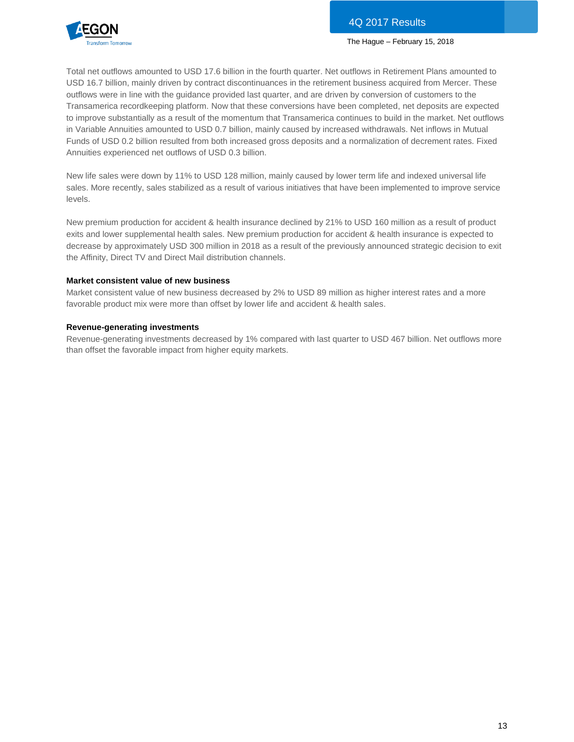Total net outflows amounted to USD 17.6 billion in the fourth quarter. Net outflows in Retirement Plans amounted to USD 16.7 billion, mainly driven by contract discontinuances in the retirement business acquired from Mercer. These outflows were in line with the guidance provided last quarter, and are driven by conversion of customers to the Transamerica recordkeeping platform. Now that these conversions have been completed, net deposits are expected to improve substantially as a result of the momentum that Transamerica continues to build in the market. Net outflows in Variable Annuities amounted to USD 0.7 billion, mainly caused by increased withdrawals. Net inflows in Mutual Funds of USD 0.2 billion resulted from both increased gross deposits and a normalization of decrement rates. Fixed Annuities experienced net outflows of USD 0.3 billion.

New life sales were down by 11% to USD 128 million, mainly caused by lower term life and indexed universal life sales. More recently, sales stabilized as a result of various initiatives that have been implemented to improve service levels.

New premium production for accident & health insurance declined by 21% to USD 160 million as a result of product exits and lower supplemental health sales. New premium production for accident & health insurance is expected to decrease by approximately USD 300 million in 2018 as a result of the previously announced strategic decision to exit the Affinity, Direct TV and Direct Mail distribution channels.

**Market consistent value of new business**

Market consistent value of new business decreased by 2% to USD 89 million as higher interest rates and a more favorable product mix were more than offset by lower life and accident & health sales.

**Revenue-generating investments**

Revenue-generating investments decreased by 1% compared with last quarter to USD 467 billion. Net outflows more than offset the favorable impact from higher equity markets.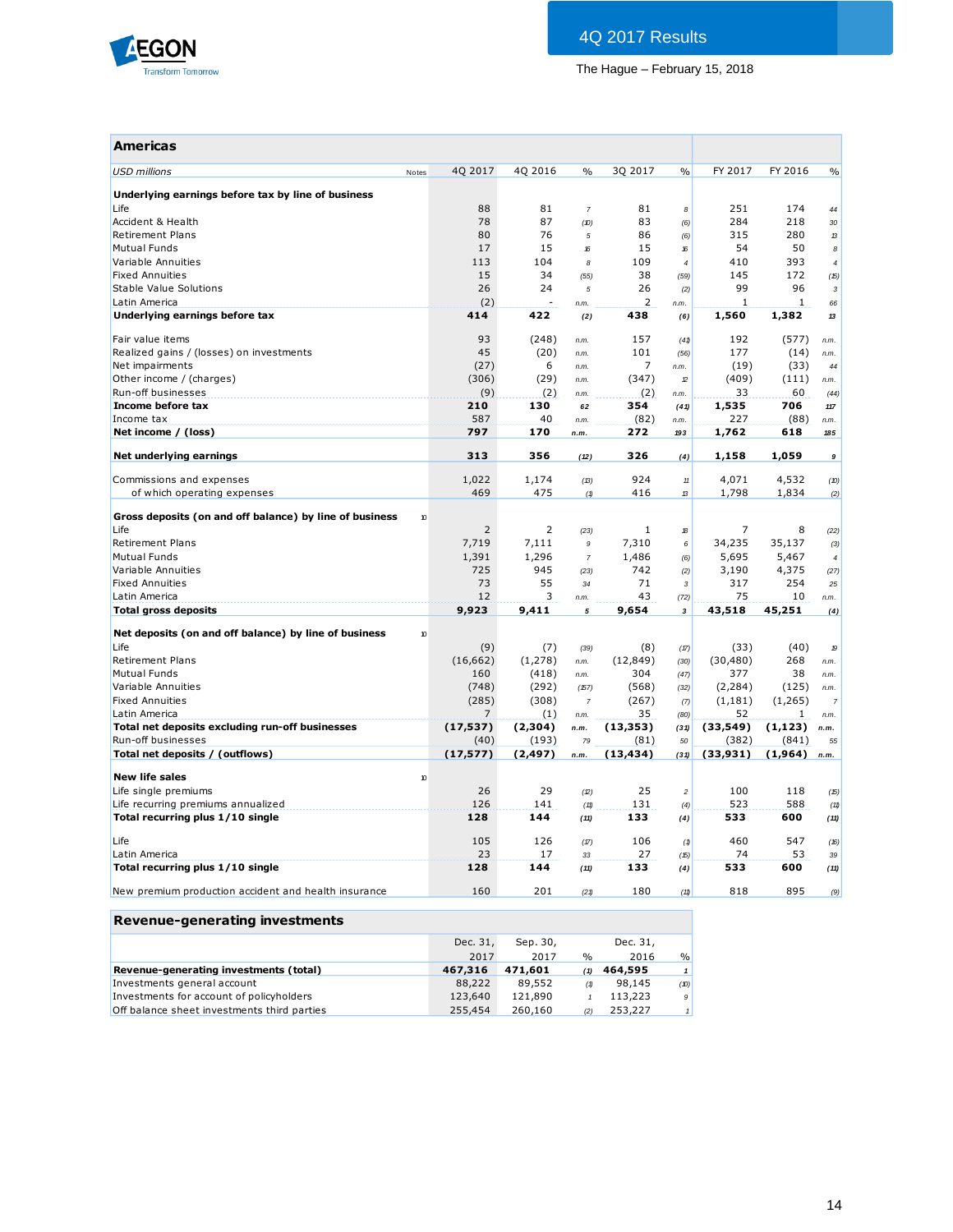4Q 2017 Results

The Hague – February 15, 2018

## Americas

| USD millions | Notes | 4Q 2017 | 4Q 2016 | % | 3Q 2017 | % | FY 2017 | FY 2016 | % |
|---|---|---|---|---|---|---|---|---|---|
| **Underlying earnings before tax by line of business** | | | | | | | | | |
| Life | | 88 | 81 | 7 | 81 | 8 | 251 | 174 | 44 |
| Accident & Health | | 78 | 87 | (10) | 83 | (6) | 284 | 218 | 30 |
| Retirement Plans | | 80 | 76 | 5 | 86 | (6) | 315 | 280 | 13 |
| Mutual Funds | | 17 | 15 | 16 | 15 | 16 | 54 | 50 | 8 |
| Variable Annuities | | 113 | 104 | 8 | 109 | 4 | 410 | 393 | 4 |
| Fixed Annuities | | 15 | 34 | (55) | 38 | (59) | 145 | 172 | (15) |
| Stable Value Solutions | | 26 | 24 | 5 | 26 | (2) | 99 | 96 | 3 |
| Latin America | | (2) | - | n.m. | 2 | n.m. | 1 | 1 | 66 |
| **Underlying earnings before tax** | | **414** | **422** | **(2)** | **438** | **(6)** | **1,560** | **1,382** | **13** |
| | | | | | | | | | |
| Fair value items | | 93 | (248) | n.m. | 157 | (41) | 192 | (577) | n.m. |
| Realized gains / (losses) on investments | | 45 | (20) | n.m. | 101 | (56) | 177 | (14) | n.m. |
| Net impairments | | (27) | 6 | n.m. | 7 | n.m. | (19) | (33) | 44 |
| Other income / (charges) | | (306) | (29) | n.m. | (347) | 12 | (409) | (111) | n.m. |
| Run-off businesses | | (9) | (2) | n.m. | (2) | n.m. | 33 | 60 | (44) |
| **Income before tax** | | **210** | **130** | **62** | **354** | **(41)** | **1,535** | **706** | **117** |
| Income tax | | 587 | 40 | n.m. | (82) | n.m. | 227 | (88) | n.m. |
| **Net income / (loss)** | | **797** | **170** | **n.m.** | **272** | **193** | **1,762** | **618** | **185** |
| | | | | | | | | | |
| **Net underlying earnings** | | **313** | **356** | **(12)** | **326** | **(4)** | **1,158** | **1,059** | **9** |
| | | | | | | | | | |
| Commissions and expenses | | 1,022 | 1,174 | (13) | 924 | 11 | 4,071 | 4,532 | (10) |
| of which operating expenses | | 469 | 475 | (1) | 416 | 13 | 1,798 | 1,834 | (2) |
| | | | | | | | | | |
| **Gross deposits (on and off balance) by line of business** | 10 | | | | | | | | |
| Life | | 2 | 2 | (23) | 1 | 18 | 7 | 8 | (22) |
| Retirement Plans | | 7,719 | 7,111 | 9 | 7,310 | 6 | 34,235 | 35,137 | (3) |
| Mutual Funds | | 1,391 | 1,296 | 7 | 1,486 | (6) | 5,695 | 5,467 | 4 |
| Variable Annuities | | 725 | 945 | (23) | 742 | (2) | 3,190 | 4,375 | (27) |
| Fixed Annuities | | 73 | 55 | 34 | 71 | 3 | 317 | 254 | 25 |
| Latin America | | 12 | 3 | n.m. | 43 | (72) | 75 | 10 | n.m. |
| **Total gross deposits** | | **9,923** | **9,411** | **5** | **9,654** | **3** | **43,518** | **45,251** | **(4)** |
| | | | | | | | | | |
| **Net deposits (on and off balance) by line of business** | 10 | | | | | | | | |
| Life | | (9) | (7) | (39) | (8) | (17) | (33) | (40) | 19 |
| Retirement Plans | | (16,662) | (1,278) | n.m. | (12,849) | (30) | (30,480) | 268 | n.m. |
| Mutual Funds | | 160 | (418) | n.m. | 304 | (47) | 377 | 38 | n.m. |
| Variable Annuities | | (748) | (292) | (157) | (568) | (32) | (2,284) | (125) | n.m. |
| Fixed Annuities | | (285) | (308) | 7 | (267) | (7) | (1,181) | (1,265) | 7 |
| Latin America | | 7 | (1) | n.m. | 35 | (80) | 52 | 1 | n.m. |
| **Total net deposits excluding run-off businesses** | | **(17,537)** | **(2,304)** | **n.m.** | **(13,353)** | **(31)** | **(33,549)** | **(1,123)** | **n.m.** |
| Run-off businesses | | (40) | (193) | 79 | (81) | 50 | (382) | (841) | 55 |
| **Total net deposits / (outflows)** | | **(17,577)** | **(2,497)** | **n.m.** | **(13,434)** | **(31)** | **(33,931)** | **(1,964)** | **n.m.** |
| | | | | | | | | | |
| **New life sales** | 10 | | | | | | | | |
| Life single premiums | | 26 | 29 | (12) | 25 | 2 | 100 | 118 | (15) |
| Life recurring premiums annualized | | 126 | 141 | (11) | 131 | (4) | 523 | 588 | (11) |
| **Total recurring plus 1/10 single** | | **128** | **144** | **(11)** | **133** | **(4)** | **533** | **600** | **(11)** |
| | | | | | | | | | |
| Life | | 105 | 126 | (17) | 106 | (1) | 460 | 547 | (16) |
| Latin America | | 23 | 17 | 33 | 27 | (15) | 74 | 53 | 39 |
| **Total recurring plus 1/10 single** | | **128** | **144** | **(11)** | **133** | **(4)** | **533** | **600** | **(11)** |
| | | | | | | | | | |
| New premium production accident and health insurance | | 160 | 201 | (21) | 180 | (11) | 818 | 895 | (9) |

## Revenue-generating investments

| | Dec. 31, 2017 | Sep. 30, 2017 | % | Dec. 31, 2016 | % |
|---|---|---|---|---|---|
| **Revenue-generating investments (total)** | **467,316** | **471,601** | **(1)** | **464,595** | **1** |
| Investments general account | 88,222 | 89,552 | (1) | 98,145 | (10) |
| Investments for account of policyholders | 123,640 | 121,890 | 1 | 113,223 | 9 |
| Off balance sheet investments third parties | 255,454 | 260,160 | (2) | 253,227 | 1 |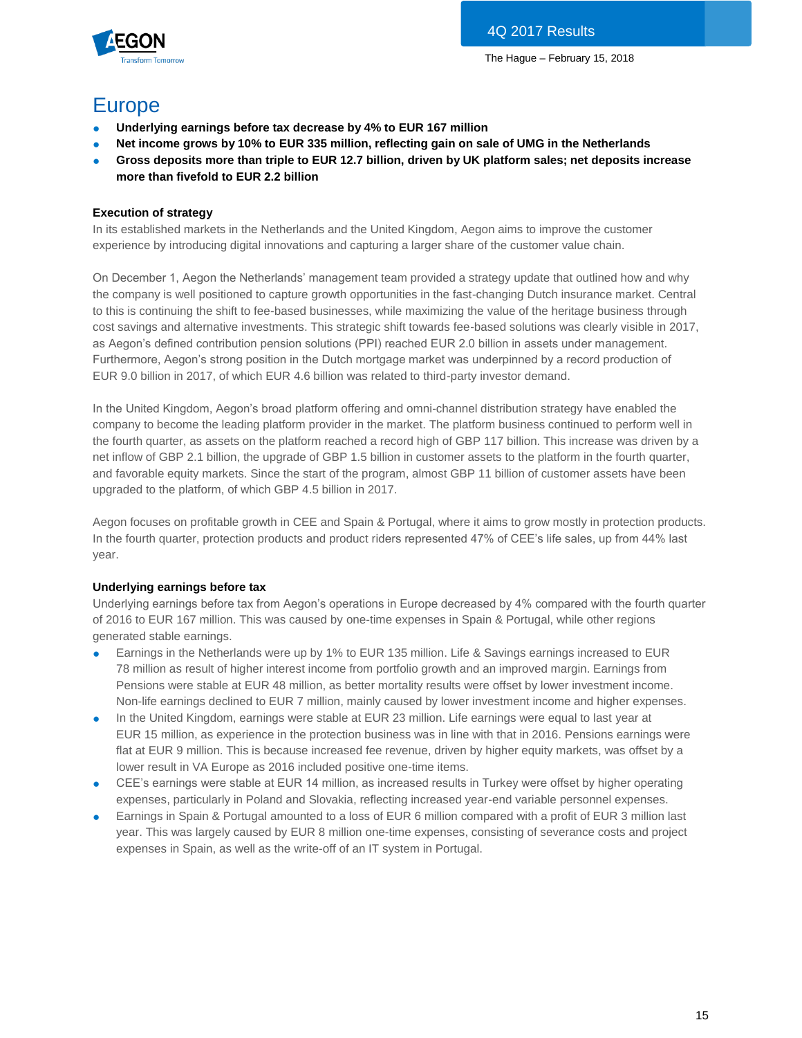# Europe

- **Underlying earnings before tax decrease by 4% to EUR 167 million**
- **Net income grows by 10% to EUR 335 million, reflecting gain on sale of UMG in the Netherlands**
- **Gross deposits more than triple to EUR 12.7 billion, driven by UK platform sales; net deposits increase more than fivefold to EUR 2.2 billion**

### Execution of strategy

In its established markets in the Netherlands and the United Kingdom, Aegon aims to improve the customer experience by introducing digital innovations and capturing a larger share of the customer value chain.

On December 1, Aegon the Netherlands' management team provided a strategy update that outlined how and why the company is well positioned to capture growth opportunities in the fast-changing Dutch insurance market. Central to this is continuing the shift to fee-based businesses, while maximizing the value of the heritage business through cost savings and alternative investments. This strategic shift towards fee-based solutions was clearly visible in 2017, as Aegon's defined contribution pension solutions (PPI) reached EUR 2.0 billion in assets under management. Furthermore, Aegon's strong position in the Dutch mortgage market was underpinned by a record production of EUR 9.0 billion in 2017, of which EUR 4.6 billion was related to third-party investor demand.

In the United Kingdom, Aegon's broad platform offering and omni-channel distribution strategy have enabled the company to become the leading platform provider in the market. The platform business continued to perform well in the fourth quarter, as assets on the platform reached a record high of GBP 117 billion. This increase was driven by a net inflow of GBP 2.1 billion, the upgrade of GBP 1.5 billion in customer assets to the platform in the fourth quarter, and favorable equity markets. Since the start of the program, almost GBP 11 billion of customer assets have been upgraded to the platform, of which GBP 4.5 billion in 2017.

Aegon focuses on profitable growth in CEE and Spain & Portugal, where it aims to grow mostly in protection products. In the fourth quarter, protection products and product riders represented 47% of CEE's life sales, up from 44% last year.

### Underlying earnings before tax

Underlying earnings before tax from Aegon's operations in Europe decreased by 4% compared with the fourth quarter of 2016 to EUR 167 million. This was caused by one-time expenses in Spain & Portugal, while other regions generated stable earnings.

- Earnings in the Netherlands were up by 1% to EUR 135 million. Life & Savings earnings increased to EUR 78 million as result of higher interest income from portfolio growth and an improved margin. Earnings from Pensions were stable at EUR 48 million, as better mortality results were offset by lower investment income. Non-life earnings declined to EUR 7 million, mainly caused by lower investment income and higher expenses.
- In the United Kingdom, earnings were stable at EUR 23 million. Life earnings were equal to last year at EUR 15 million, as experience in the protection business was in line with that in 2016. Pensions earnings were flat at EUR 9 million. This is because increased fee revenue, driven by higher equity markets, was offset by a lower result in VA Europe as 2016 included positive one-time items.
- CEE's earnings were stable at EUR 14 million, as increased results in Turkey were offset by higher operating expenses, particularly in Poland and Slovakia, reflecting increased year-end variable personnel expenses.
- Earnings in Spain & Portugal amounted to a loss of EUR 6 million compared with a profit of EUR 3 million last year. This was largely caused by EUR 8 million one-time expenses, consisting of severance costs and project expenses in Spain, as well as the write-off of an IT system in Portugal.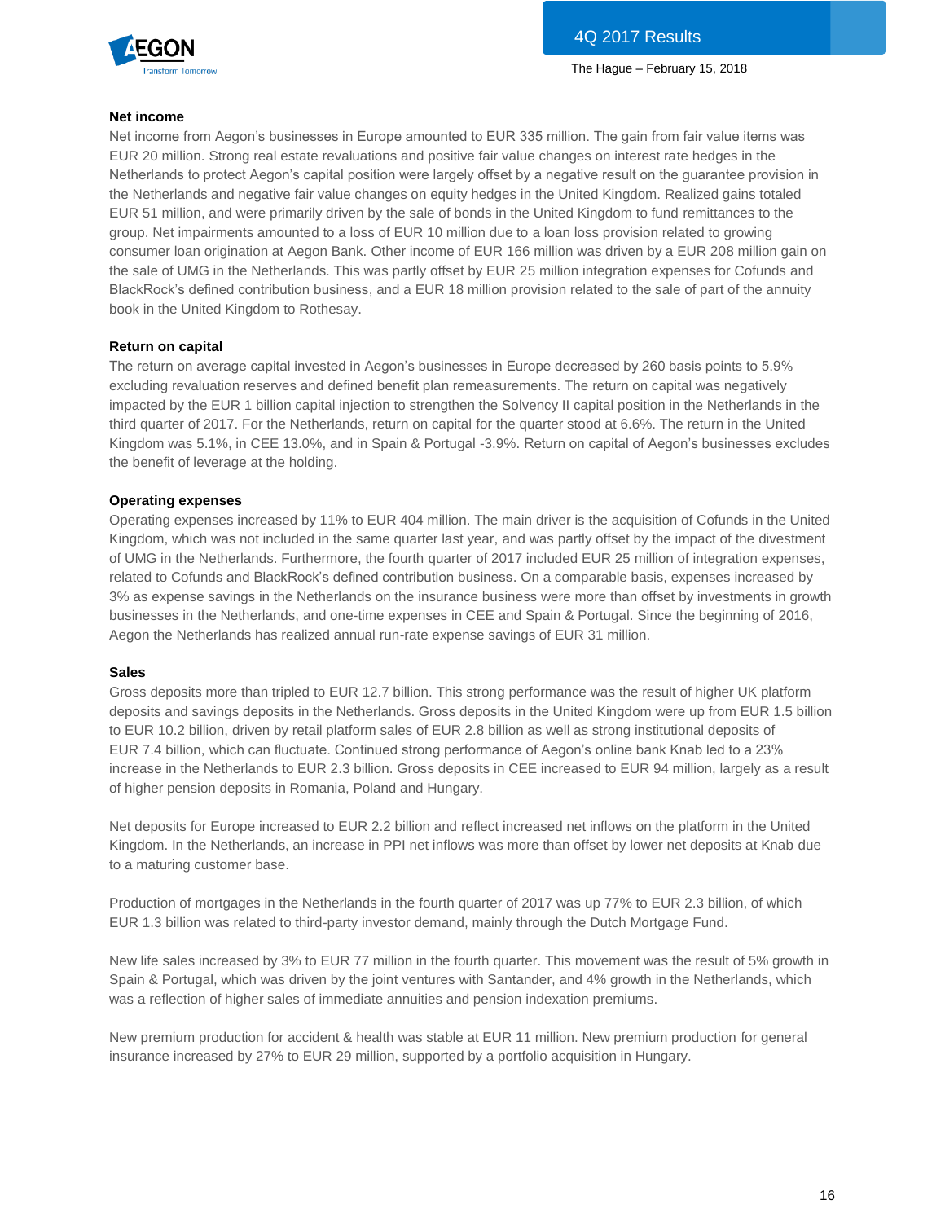### Net income

Net income from Aegon's businesses in Europe amounted to EUR 335 million. The gain from fair value items was EUR 20 million. Strong real estate revaluations and positive fair value changes on interest rate hedges in the Netherlands to protect Aegon's capital position were largely offset by a negative result on the guarantee provision in the Netherlands and negative fair value changes on equity hedges in the United Kingdom. Realized gains totaled EUR 51 million, and were primarily driven by the sale of bonds in the United Kingdom to fund remittances to the group. Net impairments amounted to a loss of EUR 10 million due to a loan loss provision related to growing consumer loan origination at Aegon Bank. Other income of EUR 166 million was driven by a EUR 208 million gain on the sale of UMG in the Netherlands. This was partly offset by EUR 25 million integration expenses for Cofunds and BlackRock's defined contribution business, and a EUR 18 million provision related to the sale of part of the annuity book in the United Kingdom to Rothesay.

### Return on capital

The return on average capital invested in Aegon's businesses in Europe decreased by 260 basis points to 5.9% excluding revaluation reserves and defined benefit plan remeasurements. The return on capital was negatively impacted by the EUR 1 billion capital injection to strengthen the Solvency II capital position in the Netherlands in the third quarter of 2017. For the Netherlands, return on capital for the quarter stood at 6.6%. The return in the United Kingdom was 5.1%, in CEE 13.0%, and in Spain & Portugal -3.9%. Return on capital of Aegon's businesses excludes the benefit of leverage at the holding.

### Operating expenses

Operating expenses increased by 11% to EUR 404 million. The main driver is the acquisition of Cofunds in the United Kingdom, which was not included in the same quarter last year, and was partly offset by the impact of the divestment of UMG in the Netherlands. Furthermore, the fourth quarter of 2017 included EUR 25 million of integration expenses, related to Cofunds and BlackRock's defined contribution business. On a comparable basis, expenses increased by 3% as expense savings in the Netherlands on the insurance business were more than offset by investments in growth businesses in the Netherlands, and one-time expenses in CEE and Spain & Portugal. Since the beginning of 2016, Aegon the Netherlands has realized annual run-rate expense savings of EUR 31 million.

### Sales

Gross deposits more than tripled to EUR 12.7 billion. This strong performance was the result of higher UK platform deposits and savings deposits in the Netherlands. Gross deposits in the United Kingdom were up from EUR 1.5 billion to EUR 10.2 billion, driven by retail platform sales of EUR 2.8 billion as well as strong institutional deposits of EUR 7.4 billion, which can fluctuate. Continued strong performance of Aegon's online bank Knab led to a 23% increase in the Netherlands to EUR 2.3 billion. Gross deposits in CEE increased to EUR 94 million, largely as a result of higher pension deposits in Romania, Poland and Hungary.

Net deposits for Europe increased to EUR 2.2 billion and reflect increased net inflows on the platform in the United Kingdom. In the Netherlands, an increase in PPI net inflows was more than offset by lower net deposits at Knab due to a maturing customer base.

Production of mortgages in the Netherlands in the fourth quarter of 2017 was up 77% to EUR 2.3 billion, of which EUR 1.3 billion was related to third-party investor demand, mainly through the Dutch Mortgage Fund.

New life sales increased by 3% to EUR 77 million in the fourth quarter. This movement was the result of 5% growth in Spain & Portugal, which was driven by the joint ventures with Santander, and 4% growth in the Netherlands, which was a reflection of higher sales of immediate annuities and pension indexation premiums.

New premium production for accident & health was stable at EUR 11 million. New premium production for general insurance increased by 27% to EUR 29 million, supported by a portfolio acquisition in Hungary.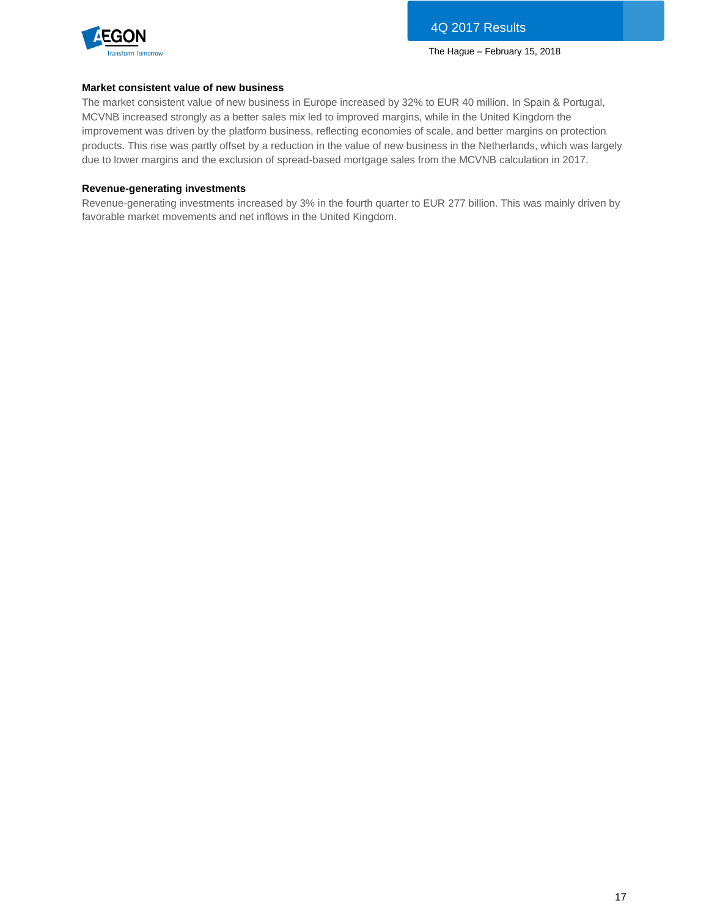**Market consistent value of new business**

The market consistent value of new business in Europe increased by 32% to EUR 40 million. In Spain & Portugal, MCVNB increased strongly as a better sales mix led to improved margins, while in the United Kingdom the improvement was driven by the platform business, reflecting economies of scale, and better margins on protection products. This rise was partly offset by a reduction in the value of new business in the Netherlands, which was largely due to lower margins and the exclusion of spread-based mortgage sales from the MCVNB calculation in 2017.

**Revenue-generating investments**

Revenue-generating investments increased by 3% in the fourth quarter to EUR 277 billion. This was mainly driven by favorable market movements and net inflows in the United Kingdom.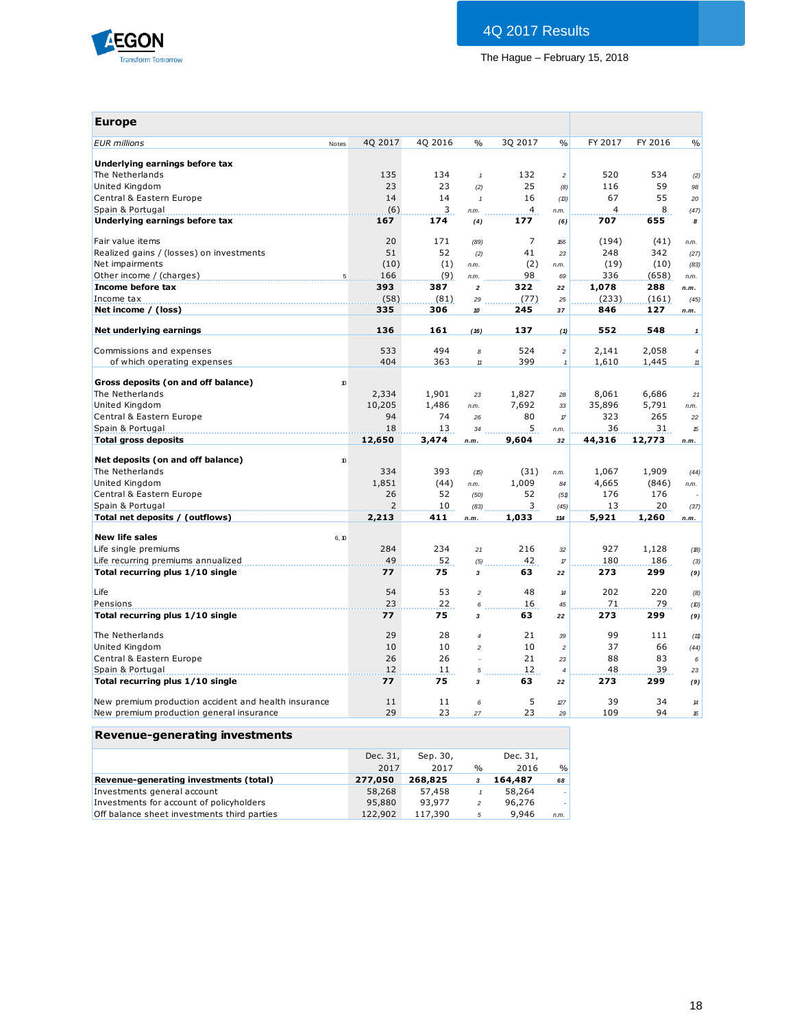## Europe

| EUR millions | Notes | 4Q 2017 | 4Q 2016 | % | 3Q 2017 | % | FY 2017 | FY 2016 | % |
|---|---|---|---|---|---|---|---|---|---|
| **Underlying earnings before tax** | | | | | | | | | |
| The Netherlands | | 135 | 134 | 1 | 132 | 2 | 520 | 534 | (2) |
| United Kingdom | | 23 | 23 | (2) | 25 | (8) | 116 | 59 | 98 |
| Central & Eastern Europe | | 14 | 14 | 1 | 16 | (13) | 67 | 55 | 20 |
| Spain & Portugal | | (6) | 3 | n.m. | 4 | n.m. | 4 | 8 | (47) |
| **Underlying earnings before tax** | | **167** | **174** | **(4)** | **177** | **(6)** | **707** | **655** | **8** |
| | | | | | | | | | |
| Fair value items | | 20 | 171 | (89) | 7 | 166 | (194) | (41) | n.m. |
| Realized gains / (losses) on investments | | 51 | 52 | (2) | 41 | 23 | 248 | 342 | (27) |
| Net impairments | | (10) | (1) | n.m. | (2) | n.m. | (19) | (10) | (83) |
| Other income / (charges) | 5 | 166 | (9) | n.m. | 98 | 69 | 336 | (658) | n.m. |
| **Income before tax** | | **393** | **387** | **2** | **322** | **22** | **1,078** | **288** | **n.m.** |
| Income tax | | (58) | (81) | 29 | (77) | 25 | (233) | (161) | (45) |
| **Net income / (loss)** | | **335** | **306** | **10** | **245** | **37** | **846** | **127** | **n.m.** |
| | | | | | | | | | |
| **Net underlying earnings** | | **136** | **161** | **(16)** | **137** | **(1)** | **552** | **548** | **1** |
| | | | | | | | | | |
| Commissions and expenses | | 533 | 494 | 8 | 524 | 2 | 2,141 | 2,058 | 4 |
| of which operating expenses | | 404 | 363 | 11 | 399 | 1 | 1,610 | 1,445 | 11 |
| | | | | | | | | | |
| **Gross deposits (on and off balance)** | 10 | | | | | | | | |
| The Netherlands | | 2,334 | 1,901 | 23 | 1,827 | 28 | 8,061 | 6,686 | 21 |
| United Kingdom | | 10,205 | 1,486 | n.m. | 7,692 | 33 | 35,896 | 5,791 | n.m. |
| Central & Eastern Europe | | 94 | 74 | 26 | 80 | 17 | 323 | 265 | 22 |
| Spain & Portugal | | 18 | 13 | 34 | 5 | n.m. | 36 | 31 | 15 |
| **Total gross deposits** | | **12,650** | **3,474** | **n.m.** | **9,604** | **32** | **44,316** | **12,773** | **n.m.** |
| | | | | | | | | | |
| **Net deposits (on and off balance)** | 10 | | | | | | | | |
| The Netherlands | | 334 | 393 | (15) | (31) | n.m. | 1,067 | 1,909 | (44) |
| United Kingdom | | 1,851 | (44) | n.m. | 1,009 | 84 | 4,665 | (846) | n.m. |
| Central & Eastern Europe | | 26 | 52 | (50) | 52 | (51) | 176 | 176 | - |
| Spain & Portugal | | 2 | 10 | (83) | 3 | (45) | 13 | 20 | (37) |
| **Total net deposits / (outflows)** | | **2,213** | **411** | **n.m.** | **1,033** | **114** | **5,921** | **1,260** | **n.m.** |
| | | | | | | | | | |
| **New life sales** | 6, 10 | | | | | | | | |
| Life single premiums | | 284 | 234 | 21 | 216 | 32 | 927 | 1,128 | (18) |
| Life recurring premiums annualized | | 49 | 52 | (5) | 42 | 17 | 180 | 186 | (3) |
| **Total recurring plus 1/10 single** | | **77** | **75** | **3** | **63** | **22** | **273** | **299** | **(9)** |
| | | | | | | | | | |
| Life | | 54 | 53 | 2 | 48 | 14 | 202 | 220 | (8) |
| Pensions | | 23 | 22 | 6 | 16 | 45 | 71 | 79 | (10) |
| **Total recurring plus 1/10 single** | | **77** | **75** | **3** | **63** | **22** | **273** | **299** | **(9)** |
| | | | | | | | | | |
| The Netherlands | | 29 | 28 | 4 | 21 | 39 | 99 | 111 | (11) |
| United Kingdom | | 10 | 10 | 2 | 10 | 2 | 37 | 66 | (44) |
| Central & Eastern Europe | | 26 | 26 | - | 21 | 23 | 88 | 83 | 6 |
| Spain & Portugal | | 12 | 11 | 5 | 12 | 4 | 48 | 39 | 23 |
| **Total recurring plus 1/10 single** | | **77** | **75** | **3** | **63** | **22** | **273** | **299** | **(9)** |
| | | | | | | | | | |
| New premium production accident and health insurance | | 11 | 11 | 6 | 5 | 127 | 39 | 34 | 14 |
| New premium production general insurance | | 29 | 23 | 27 | 23 | 29 | 109 | 94 | 16 |

## Revenue-generating investments

| | Dec. 31, 2017 | Sep. 30, 2017 | % | Dec. 31, 2016 | % |
|---|---|---|---|---|---|
| **Revenue-generating investments (total)** | **277,050** | **268,825** | **3** | **164,487** | **68** |
| Investments general account | 58,268 | 57,458 | 1 | 58,264 | - |
| Investments for account of policyholders | 95,880 | 93,977 | 2 | 96,276 | - |
| Off balance sheet investments third parties | 122,902 | 117,390 | 5 | 9,946 | n.m. |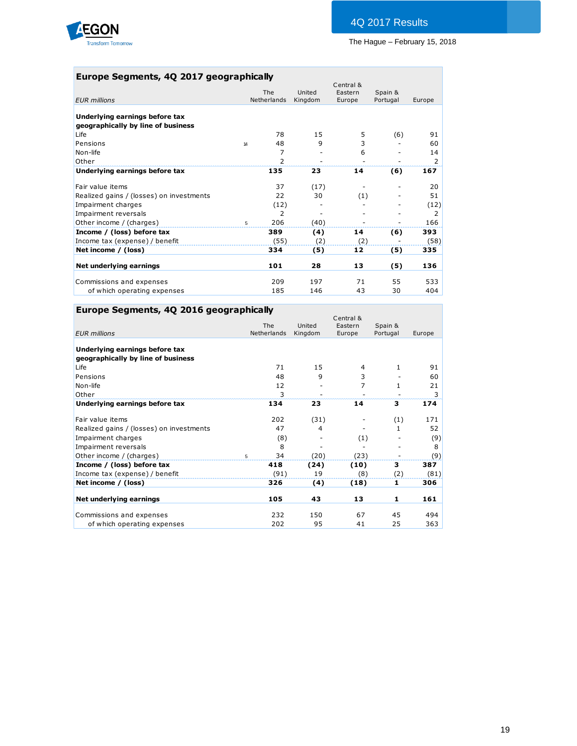AEGON
Transform Tomorrow

4Q 2017 Results

The Hague – February 15, 2018

## Europe Segments, 4Q 2017 geographically

| *EUR millions* | | The Netherlands | United Kingdom | Central & Eastern Europe | Spain & Portugal | Europe |
|---|---|---|---|---|---|---|
| **Underlying earnings before tax geographically by line of business** | | | | | | |
| Life | | 78 | 15 | 5 | (6) | 91 |
| Pensions | 14 | 48 | 9 | 3 | - | 60 |
| Non-life | | 7 | - | 6 | - | 14 |
| Other | | 2 | - | - | - | 2 |
| **Underlying earnings before tax** | | **135** | **23** | **14** | **(6)** | **167** |
| Fair value items | | 37 | (17) | - | - | 20 |
| Realized gains / (losses) on investments | | 22 | 30 | (1) | - | 51 |
| Impairment charges | | (12) | - | - | - | (12) |
| Impairment reversals | | 2 | - | - | - | 2 |
| Other income / (charges) | 5 | 206 | (40) | - | - | 166 |
| **Income / (loss) before tax** | | **389** | **(4)** | **14** | **(6)** | **393** |
| Income tax (expense) / benefit | | (55) | (2) | (2) | - | (58) |
| **Net income / (loss)** | | **334** | **(5)** | **12** | **(5)** | **335** |
| **Net underlying earnings** | | **101** | **28** | **13** | **(5)** | **136** |
| Commissions and expenses | | 209 | 197 | 71 | 55 | 533 |
| of which operating expenses | | 185 | 146 | 43 | 30 | 404 |

## Europe Segments, 4Q 2016 geographically

| *EUR millions* | | The Netherlands | United Kingdom | Central & Eastern Europe | Spain & Portugal | Europe |
|---|---|---|---|---|---|---|
| **Underlying earnings before tax geographically by line of business** | | | | | | |
| Life | | 71 | 15 | 4 | 1 | 91 |
| Pensions | | 48 | 9 | 3 | - | 60 |
| Non-life | | 12 | - | 7 | 1 | 21 |
| Other | | 3 | - | - | - | 3 |
| **Underlying earnings before tax** | | **134** | **23** | **14** | **3** | **174** |
| Fair value items | | 202 | (31) | - | (1) | 171 |
| Realized gains / (losses) on investments | | 47 | 4 | - | 1 | 52 |
| Impairment charges | | (8) | - | (1) | - | (9) |
| Impairment reversals | | 8 | - | - | - | 8 |
| Other income / (charges) | 5 | 34 | (20) | (23) | - | (9) |
| **Income / (loss) before tax** | | **418** | **(24)** | **(10)** | **3** | **387** |
| Income tax (expense) / benefit | | (91) | 19 | (8) | (2) | (81) |
| **Net income / (loss)** | | **326** | **(4)** | **(18)** | **1** | **306** |
| **Net underlying earnings** | | **105** | **43** | **13** | **1** | **161** |
| Commissions and expenses | | 232 | 150 | 67 | 45 | 494 |
| of which operating expenses | | 202 | 95 | 41 | 25 | 363 |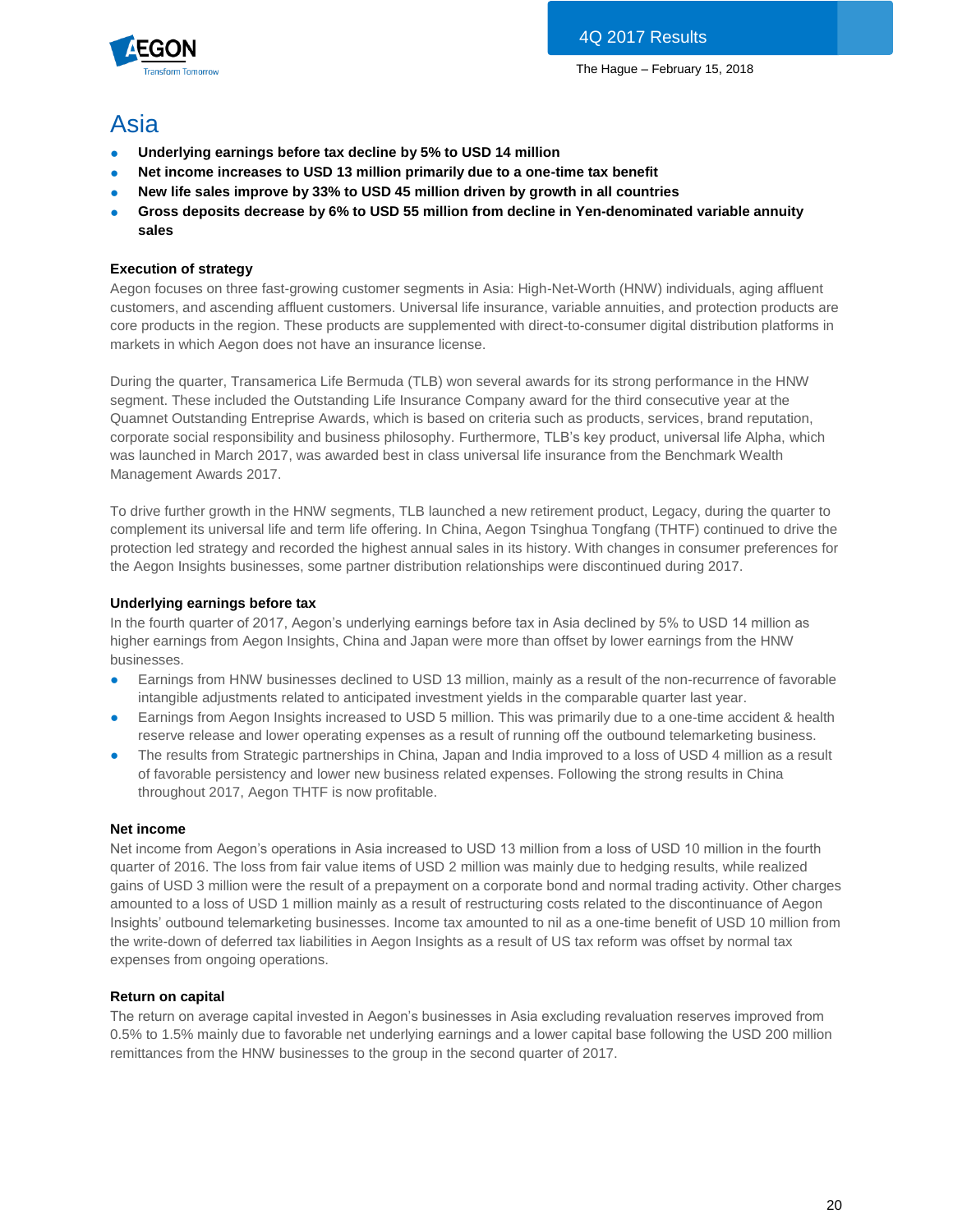# Asia

- **Underlying earnings before tax decline by 5% to USD 14 million**
- **Net income increases to USD 13 million primarily due to a one-time tax benefit**
- **New life sales improve by 33% to USD 45 million driven by growth in all countries**
- **Gross deposits decrease by 6% to USD 55 million from decline in Yen-denominated variable annuity sales**

### Execution of strategy

Aegon focuses on three fast-growing customer segments in Asia: High-Net-Worth (HNW) individuals, aging affluent customers, and ascending affluent customers. Universal life insurance, variable annuities, and protection products are core products in the region. These products are supplemented with direct-to-consumer digital distribution platforms in markets in which Aegon does not have an insurance license.

During the quarter, Transamerica Life Bermuda (TLB) won several awards for its strong performance in the HNW segment. These included the Outstanding Life Insurance Company award for the third consecutive year at the Quamnet Outstanding Entreprise Awards, which is based on criteria such as products, services, brand reputation, corporate social responsibility and business philosophy. Furthermore, TLB's key product, universal life Alpha, which was launched in March 2017, was awarded best in class universal life insurance from the Benchmark Wealth Management Awards 2017.

To drive further growth in the HNW segments, TLB launched a new retirement product, Legacy, during the quarter to complement its universal life and term life offering. In China, Aegon Tsinghua Tongfang (THTF) continued to drive the protection led strategy and recorded the highest annual sales in its history. With changes in consumer preferences for the Aegon Insights businesses, some partner distribution relationships were discontinued during 2017.

### Underlying earnings before tax

In the fourth quarter of 2017, Aegon's underlying earnings before tax in Asia declined by 5% to USD 14 million as higher earnings from Aegon Insights, China and Japan were more than offset by lower earnings from the HNW businesses.

- Earnings from HNW businesses declined to USD 13 million, mainly as a result of the non-recurrence of favorable intangible adjustments related to anticipated investment yields in the comparable quarter last year.
- Earnings from Aegon Insights increased to USD 5 million. This was primarily due to a one-time accident & health reserve release and lower operating expenses as a result of running off the outbound telemarketing business.
- The results from Strategic partnerships in China, Japan and India improved to a loss of USD 4 million as a result of favorable persistency and lower new business related expenses. Following the strong results in China throughout 2017, Aegon THTF is now profitable.

### Net income

Net income from Aegon's operations in Asia increased to USD 13 million from a loss of USD 10 million in the fourth quarter of 2016. The loss from fair value items of USD 2 million was mainly due to hedging results, while realized gains of USD 3 million were the result of a prepayment on a corporate bond and normal trading activity. Other charges amounted to a loss of USD 1 million mainly as a result of restructuring costs related to the discontinuance of Aegon Insights' outbound telemarketing businesses. Income tax amounted to nil as a one-time benefit of USD 10 million from the write-down of deferred tax liabilities in Aegon Insights as a result of US tax reform was offset by normal tax expenses from ongoing operations.

### Return on capital

The return on average capital invested in Aegon's businesses in Asia excluding revaluation reserves improved from 0.5% to 1.5% mainly due to favorable net underlying earnings and a lower capital base following the USD 200 million remittances from the HNW businesses to the group in the second quarter of 2017.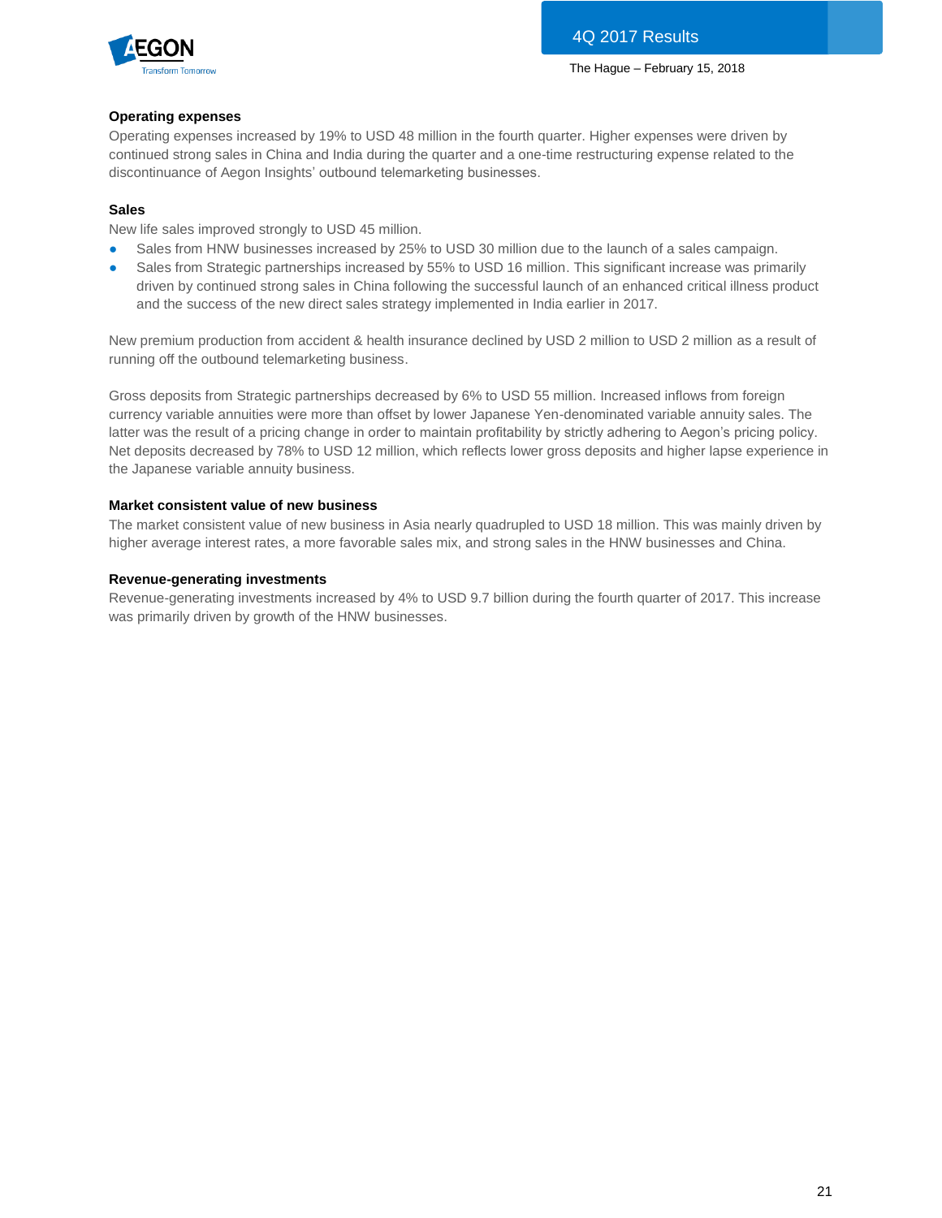### Operating expenses

Operating expenses increased by 19% to USD 48 million in the fourth quarter. Higher expenses were driven by continued strong sales in China and India during the quarter and a one-time restructuring expense related to the discontinuance of Aegon Insights' outbound telemarketing businesses.

### Sales

New life sales improved strongly to USD 45 million.

- Sales from HNW businesses increased by 25% to USD 30 million due to the launch of a sales campaign.
- Sales from Strategic partnerships increased by 55% to USD 16 million. This significant increase was primarily driven by continued strong sales in China following the successful launch of an enhanced critical illness product and the success of the new direct sales strategy implemented in India earlier in 2017.

New premium production from accident & health insurance declined by USD 2 million to USD 2 million as a result of running off the outbound telemarketing business.

Gross deposits from Strategic partnerships decreased by 6% to USD 55 million. Increased inflows from foreign currency variable annuities were more than offset by lower Japanese Yen-denominated variable annuity sales. The latter was the result of a pricing change in order to maintain profitability by strictly adhering to Aegon's pricing policy. Net deposits decreased by 78% to USD 12 million, which reflects lower gross deposits and higher lapse experience in the Japanese variable annuity business.

### Market consistent value of new business

The market consistent value of new business in Asia nearly quadrupled to USD 18 million. This was mainly driven by higher average interest rates, a more favorable sales mix, and strong sales in the HNW businesses and China.

### Revenue-generating investments

Revenue-generating investments increased by 4% to USD 9.7 billion during the fourth quarter of 2017. This increase was primarily driven by growth of the HNW businesses.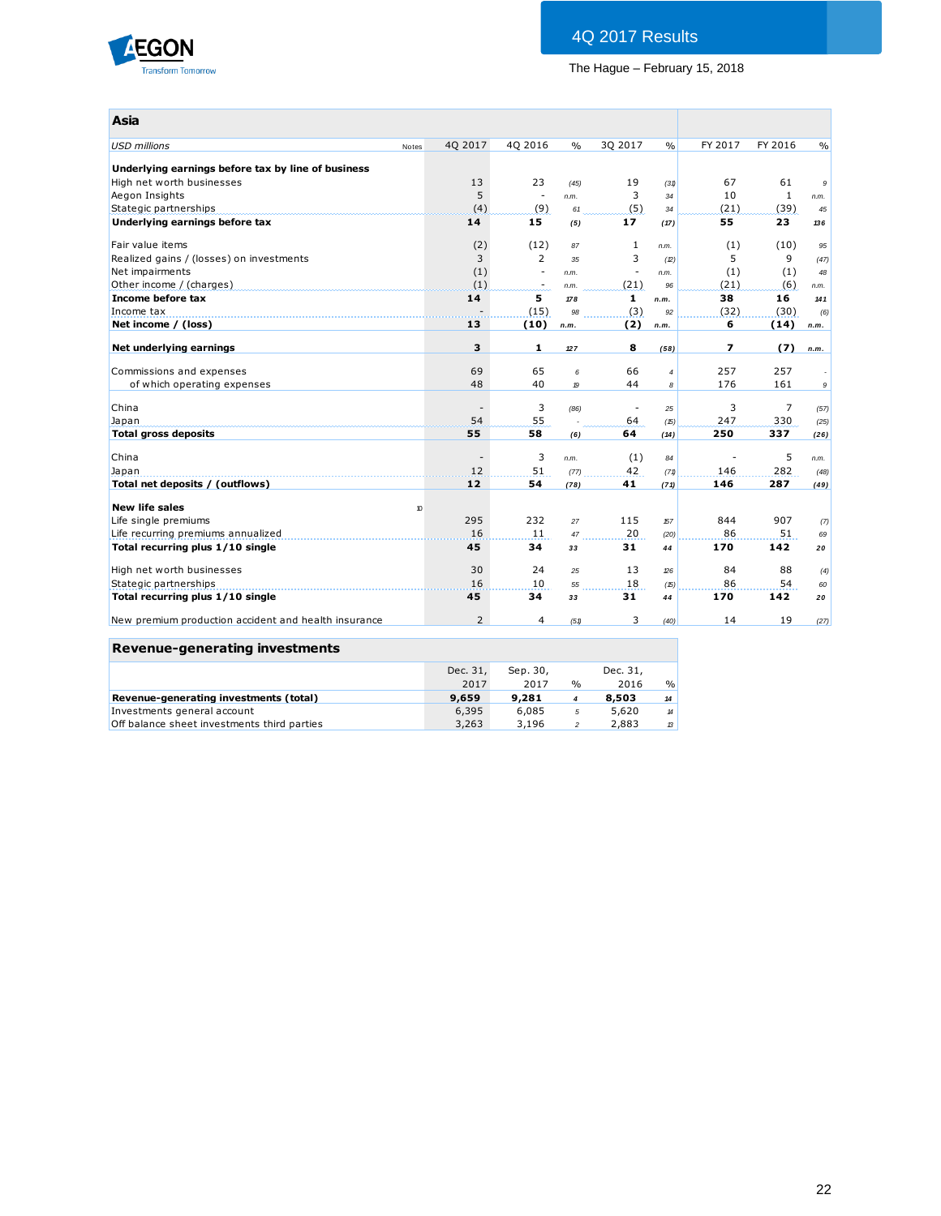4Q 2017 Results

The Hague – February 15, 2018

## Asia

| *USD millions* | Notes | 4Q 2017 | 4Q 2016 | % | 3Q 2017 | % | FY 2017 | FY 2016 | % |
|---|---|---|---|---|---|---|---|---|---|
| **Underlying earnings before tax by line of business** | | | | | | | | | |
| High net worth businesses | | 13 | 23 | (45) | 19 | (31) | 67 | 61 | 9 |
| Aegon Insights | | 5 | - | n.m. | 3 | 34 | 10 | 1 | n.m. |
| Stategic partnerships | | (4) | (9) | 61 | (5) | 34 | (21) | (39) | 45 |
| **Underlying earnings before tax** | | **14** | **15** | **(5)** | **17** | **(17)** | **55** | **23** | **136** |
| Fair value items | | (2) | (12) | 87 | 1 | n.m. | (1) | (10) | 95 |
| Realized gains / (losses) on investments | | 3 | 2 | 35 | 3 | (12) | 5 | 9 | (47) |
| Net impairments | | (1) | - | n.m. | - | n.m. | (1) | (1) | 48 |
| Other income / (charges) | | (1) | - | n.m. | (21) | 96 | (21) | (6) | n.m. |
| **Income before tax** | | **14** | **5** | **178** | **1** | **n.m.** | **38** | **16** | **141** |
| Income tax | | - | (15) | 98 | (3) | 92 | (32) | (30) | (6) |
| **Net income / (loss)** | | **13** | **(10)** | **n.m.** | **(2)** | **n.m.** | **6** | **(14)** | **n.m.** |
| **Net underlying earnings** | | **3** | **1** | **127** | **8** | **(58)** | **7** | **(7)** | **n.m.** |
| Commissions and expenses | | 69 | 65 | 6 | 66 | 4 | 257 | 257 | - |
| of which operating expenses | | 48 | 40 | 19 | 44 | 8 | 176 | 161 | 9 |
| China | | - | 3 | (86) | - | 25 | 3 | 7 | (57) |
| Japan | | 54 | 55 | - | 64 | (15) | 247 | 330 | (25) |
| **Total gross deposits** | | **55** | **58** | **(6)** | **64** | **(14)** | **250** | **337** | **(26)** |
| China | | - | 3 | n.m. | (1) | 84 | - | 5 | n.m. |
| Japan | | 12 | 51 | (77) | 42 | (71) | 146 | 282 | (48) |
| **Total net deposits / (outflows)** | | **12** | **54** | **(78)** | **41** | **(71)** | **146** | **287** | **(49)** |
| **New life sales** | 10 | | | | | | | | |
| Life single premiums | | 295 | 232 | 27 | 115 | 157 | 844 | 907 | (7) |
| Life recurring premiums annualized | | 16 | 11 | 47 | 20 | (20) | 86 | 51 | 69 |
| **Total recurring plus 1/10 single** | | **45** | **34** | **33** | **31** | **44** | **170** | **142** | **20** |
| High net worth businesses | | 30 | 24 | 25 | 13 | 126 | 84 | 88 | (4) |
| Stategic partnerships | | 16 | 10 | 55 | 18 | (15) | 86 | 54 | 60 |
| **Total recurring plus 1/10 single** | | **45** | **34** | **33** | **31** | **44** | **170** | **142** | **20** |
| New premium production accident and health insurance | | 2 | 4 | (51) | 3 | (40) | 14 | 19 | (27) |

## Revenue-generating investments

| | Dec. 31, 2017 | Sep. 30, 2017 | % | Dec. 31, 2016 | % |
|---|---|---|---|---|---|
| **Revenue-generating investments (total)** | **9,659** | **9,281** | **4** | **8,503** | **14** |
| Investments general account | 6,395 | 6,085 | 5 | 5,620 | 14 |
| Off balance sheet investments third parties | 3,263 | 3,196 | 2 | 2,883 | 13 |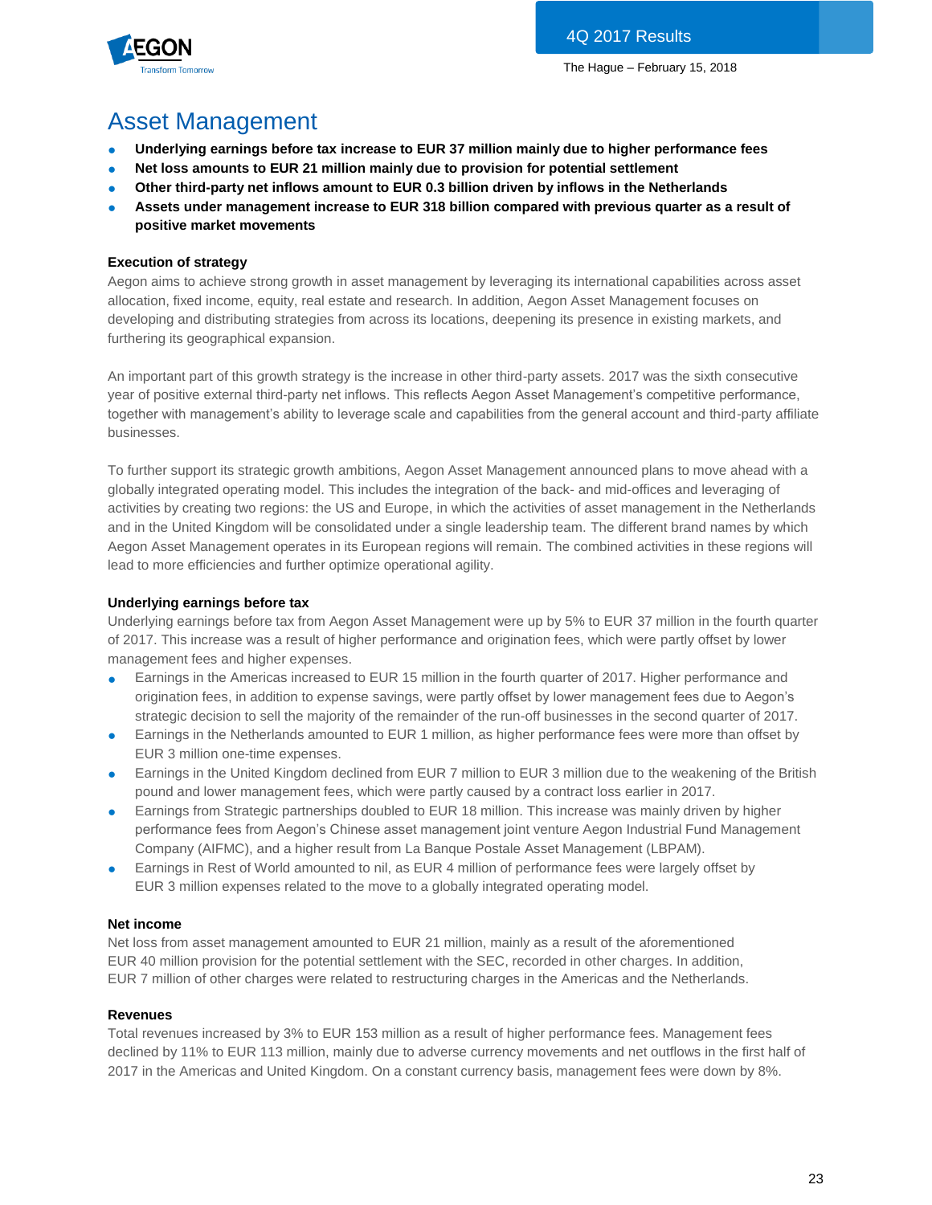# Asset Management

- **Underlying earnings before tax increase to EUR 37 million mainly due to higher performance fees**
- **Net loss amounts to EUR 21 million mainly due to provision for potential settlement**
- **Other third-party net inflows amount to EUR 0.3 billion driven by inflows in the Netherlands**
- **Assets under management increase to EUR 318 billion compared with previous quarter as a result of positive market movements**

### Execution of strategy

Aegon aims to achieve strong growth in asset management by leveraging its international capabilities across asset allocation, fixed income, equity, real estate and research. In addition, Aegon Asset Management focuses on developing and distributing strategies from across its locations, deepening its presence in existing markets, and furthering its geographical expansion.

An important part of this growth strategy is the increase in other third-party assets. 2017 was the sixth consecutive year of positive external third-party net inflows. This reflects Aegon Asset Management's competitive performance, together with management's ability to leverage scale and capabilities from the general account and third-party affiliate businesses.

To further support its strategic growth ambitions, Aegon Asset Management announced plans to move ahead with a globally integrated operating model. This includes the integration of the back- and mid-offices and leveraging of activities by creating two regions: the US and Europe, in which the activities of asset management in the Netherlands and in the United Kingdom will be consolidated under a single leadership team. The different brand names by which Aegon Asset Management operates in its European regions will remain. The combined activities in these regions will lead to more efficiencies and further optimize operational agility.

### Underlying earnings before tax

Underlying earnings before tax from Aegon Asset Management were up by 5% to EUR 37 million in the fourth quarter of 2017. This increase was a result of higher performance and origination fees, which were partly offset by lower management fees and higher expenses.

- Earnings in the Americas increased to EUR 15 million in the fourth quarter of 2017. Higher performance and origination fees, in addition to expense savings, were partly offset by lower management fees due to Aegon's strategic decision to sell the majority of the remainder of the run-off businesses in the second quarter of 2017.
- Earnings in the Netherlands amounted to EUR 1 million, as higher performance fees were more than offset by EUR 3 million one-time expenses.
- Earnings in the United Kingdom declined from EUR 7 million to EUR 3 million due to the weakening of the British pound and lower management fees, which were partly caused by a contract loss earlier in 2017.
- Earnings from Strategic partnerships doubled to EUR 18 million. This increase was mainly driven by higher performance fees from Aegon's Chinese asset management joint venture Aegon Industrial Fund Management Company (AIFMC), and a higher result from La Banque Postale Asset Management (LBPAM).
- Earnings in Rest of World amounted to nil, as EUR 4 million of performance fees were largely offset by EUR 3 million expenses related to the move to a globally integrated operating model.

### Net income

Net loss from asset management amounted to EUR 21 million, mainly as a result of the aforementioned EUR 40 million provision for the potential settlement with the SEC, recorded in other charges. In addition, EUR 7 million of other charges were related to restructuring charges in the Americas and the Netherlands.

### Revenues

Total revenues increased by 3% to EUR 153 million as a result of higher performance fees. Management fees declined by 11% to EUR 113 million, mainly due to adverse currency movements and net outflows in the first half of 2017 in the Americas and United Kingdom. On a constant currency basis, management fees were down by 8%.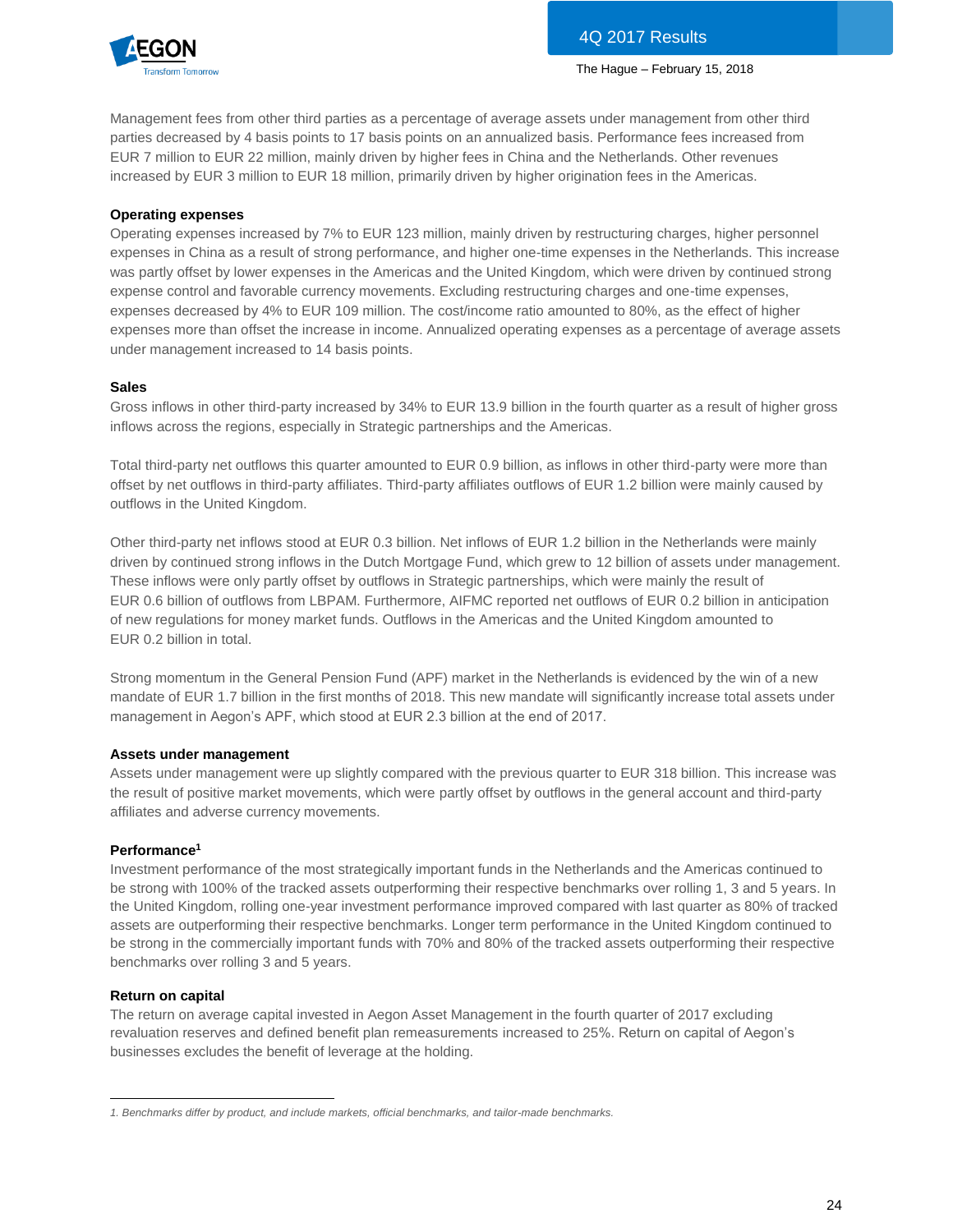Management fees from other third parties as a percentage of average assets under management from other third parties decreased by 4 basis points to 17 basis points on an annualized basis. Performance fees increased from EUR 7 million to EUR 22 million, mainly driven by higher fees in China and the Netherlands. Other revenues increased by EUR 3 million to EUR 18 million, primarily driven by higher origination fees in the Americas.

**Operating expenses**

Operating expenses increased by 7% to EUR 123 million, mainly driven by restructuring charges, higher personnel expenses in China as a result of strong performance, and higher one-time expenses in the Netherlands. This increase was partly offset by lower expenses in the Americas and the United Kingdom, which were driven by continued strong expense control and favorable currency movements. Excluding restructuring charges and one-time expenses, expenses decreased by 4% to EUR 109 million. The cost/income ratio amounted to 80%, as the effect of higher expenses more than offset the increase in income. Annualized operating expenses as a percentage of average assets under management increased to 14 basis points.

**Sales**

Gross inflows in other third-party increased by 34% to EUR 13.9 billion in the fourth quarter as a result of higher gross inflows across the regions, especially in Strategic partnerships and the Americas.

Total third-party net outflows this quarter amounted to EUR 0.9 billion, as inflows in other third-party were more than offset by net outflows in third-party affiliates. Third-party affiliates outflows of EUR 1.2 billion were mainly caused by outflows in the United Kingdom.

Other third-party net inflows stood at EUR 0.3 billion. Net inflows of EUR 1.2 billion in the Netherlands were mainly driven by continued strong inflows in the Dutch Mortgage Fund, which grew to 12 billion of assets under management. These inflows were only partly offset by outflows in Strategic partnerships, which were mainly the result of EUR 0.6 billion of outflows from LBPAM. Furthermore, AIFMC reported net outflows of EUR 0.2 billion in anticipation of new regulations for money market funds. Outflows in the Americas and the United Kingdom amounted to EUR 0.2 billion in total.

Strong momentum in the General Pension Fund (APF) market in the Netherlands is evidenced by the win of a new mandate of EUR 1.7 billion in the first months of 2018. This new mandate will significantly increase total assets under management in Aegon's APF, which stood at EUR 2.3 billion at the end of 2017.

**Assets under management**

Assets under management were up slightly compared with the previous quarter to EUR 318 billion. This increase was the result of positive market movements, which were partly offset by outflows in the general account and third-party affiliates and adverse currency movements.

**Performance[1]**

Investment performance of the most strategically important funds in the Netherlands and the Americas continued to be strong with 100% of the tracked assets outperforming their respective benchmarks over rolling 1, 3 and 5 years. In the United Kingdom, rolling one-year investment performance improved compared with last quarter as 80% of tracked assets are outperforming their respective benchmarks. Longer term performance in the United Kingdom continued to be strong in the commercially important funds with 70% and 80% of the tracked assets outperforming their respective benchmarks over rolling 3 and 5 years.

**Return on capital**

The return on average capital invested in Aegon Asset Management in the fourth quarter of 2017 excluding revaluation reserves and defined benefit plan remeasurements increased to 25%. Return on capital of Aegon's businesses excludes the benefit of leverage at the holding.

---

*1. Benchmarks differ by product, and include markets, official benchmarks, and tailor-made benchmarks.*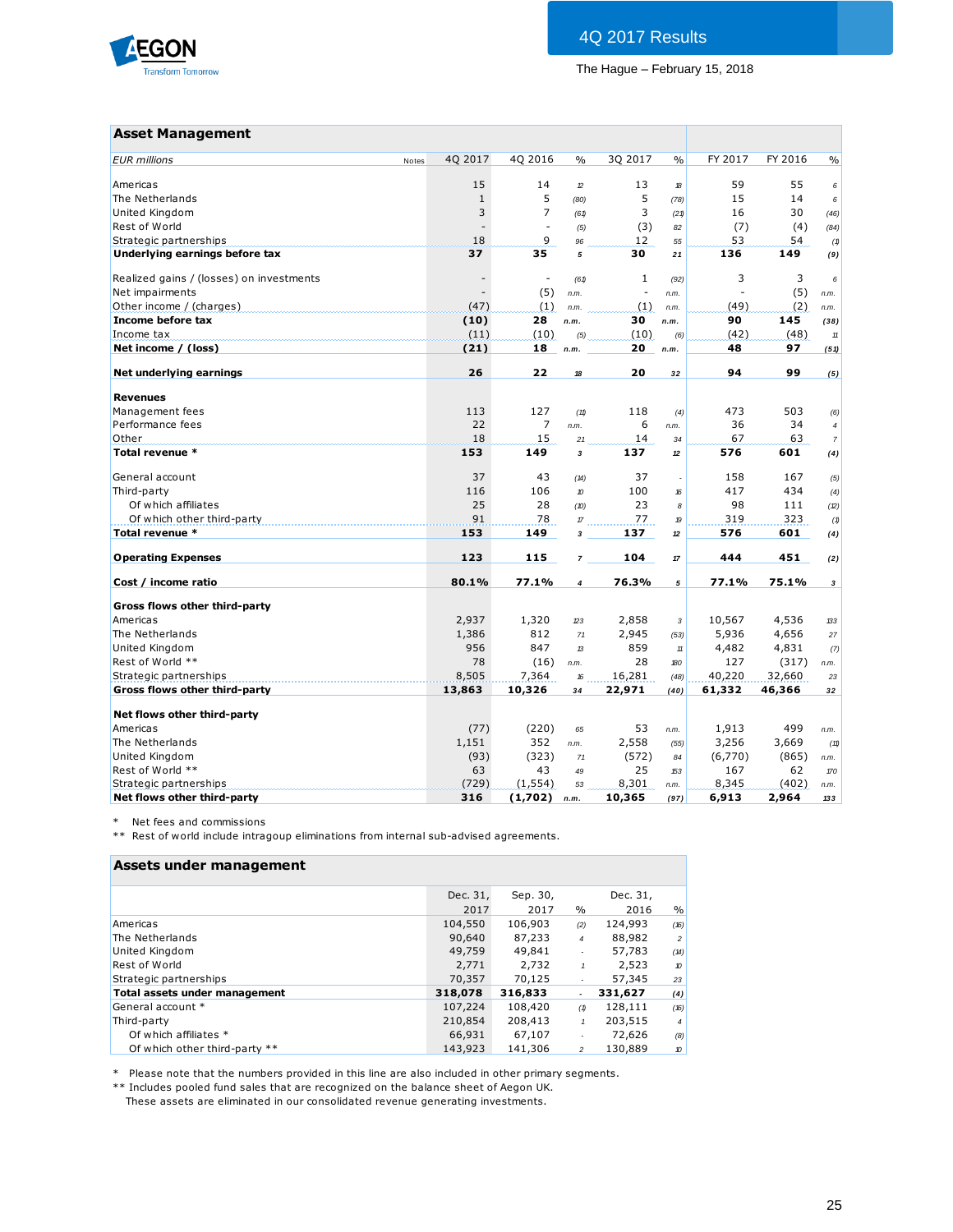## Asset Management

| EUR millions | Notes | 4Q 2017 | 4Q 2016 | % | 3Q 2017 | % | FY 2017 | FY 2016 | % |
|---|---|---|---|---|---|---|---|---|---|
| Americas | | 15 | 14 | 12 | 13 | 18 | 59 | 55 | 6 |
| The Netherlands | | 1 | 5 | (80) | 5 | (78) | 15 | 14 | 6 |
| United Kingdom | | 3 | 7 | (61) | 3 | (21) | 16 | 30 | (46) |
| Rest of World | | - | - | (5) | (3) | 82 | (7) | (4) | (84) |
| Strategic partnerships | | 18 | 9 | 96 | 12 | 55 | 53 | 54 | (1) |
| **Underlying earnings before tax** | | **37** | **35** | **5** | **30** | **21** | **136** | **149** | **(9)** |
| | | | | | | | | | |
| Realized gains / (losses) on investments | | - | - | (61) | 1 | (92) | 3 | 3 | 6 |
| Net impairments | | - | (5) | n.m. | - | n.m. | - | (5) | n.m. |
| Other income / (charges) | | (47) | (1) | n.m. | (1) | n.m. | (49) | (2) | n.m. |
| **Income before tax** | | **(10)** | **28** | **n.m.** | **30** | **n.m.** | **90** | **145** | **(38)** |
| Income tax | | (11) | (10) | (5) | (10) | (6) | (42) | (48) | 11 |
| **Net income / (loss)** | | **(21)** | **18** | **n.m.** | **20** | **n.m.** | **48** | **97** | **(51)** |
| | | | | | | | | | |
| **Net underlying earnings** | | **26** | **22** | **18** | **20** | **32** | **94** | **99** | **(5)** |
| | | | | | | | | | |
| **Revenues** | | | | | | | | | |
| Management fees | | 113 | 127 | (11) | 118 | (4) | 473 | 503 | (6) |
| Performance fees | | 22 | 7 | n.m. | 6 | n.m. | 36 | 34 | 4 |
| Other | | 18 | 15 | 21 | 14 | 34 | 67 | 63 | 7 |
| **Total revenue *** | | **153** | **149** | **3** | **137** | **12** | **576** | **601** | **(4)** |
| | | | | | | | | | |
| General account | | 37 | 43 | (14) | 37 | - | 158 | 167 | (5) |
| Third-party | | 116 | 106 | 10 | 100 | 16 | 417 | 434 | (4) |
| Of which affiliates | | 25 | 28 | (10) | 23 | 8 | 98 | 111 | (12) |
| Of which other third-party | | 91 | 78 | 17 | 77 | 19 | 319 | 323 | (1) |
| **Total revenue *** | | **153** | **149** | **3** | **137** | **12** | **576** | **601** | **(4)** |
| | | | | | | | | | |
| **Operating Expenses** | | **123** | **115** | **7** | **104** | **17** | **444** | **451** | **(2)** |
| | | | | | | | | | |
| **Cost / income ratio** | | **80.1%** | **77.1%** | **4** | **76.3%** | **5** | **77.1%** | **75.1%** | **3** |
| | | | | | | | | | |
| **Gross flows other third-party** | | | | | | | | | |
| Americas | | 2,937 | 1,320 | 123 | 2,858 | 3 | 10,567 | 4,536 | 133 |
| The Netherlands | | 1,386 | 812 | 71 | 2,945 | (53) | 5,936 | 4,656 | 27 |
| United Kingdom | | 956 | 847 | 13 | 859 | 11 | 4,482 | 4,831 | (7) |
| Rest of World ** | | 78 | (16) | n.m. | 28 | 180 | 127 | (317) | n.m. |
| Strategic partnerships | | 8,505 | 7,364 | 16 | 16,281 | (48) | 40,220 | 32,660 | 23 |
| **Gross flows other third-party** | | **13,863** | **10,326** | **34** | **22,971** | **(40)** | **61,332** | **46,366** | **32** |
| | | | | | | | | | |
| **Net flows other third-party** | | | | | | | | | |
| Americas | | (77) | (220) | 65 | 53 | n.m. | 1,913 | 499 | n.m. |
| The Netherlands | | 1,151 | 352 | n.m. | 2,558 | (55) | 3,256 | 3,669 | (11) |
| United Kingdom | | (93) | (323) | 71 | (572) | 84 | (6,770) | (865) | n.m. |
| Rest of World ** | | 63 | 43 | 49 | 25 | 153 | 167 | 62 | 170 |
| Strategic partnerships | | (729) | (1,554) | 53 | 8,301 | n.m. | 8,345 | (402) | n.m. |
| **Net flows other third-party** | | **316** | **(1,702)** | **n.m.** | **10,365** | **(97)** | **6,913** | **2,964** | **133** |

\* Net fees and commissions

** Rest of world include intragoup eliminations from internal sub-advised agreements.

## Assets under management

| | Dec. 31, 2017 | Sep. 30, 2017 | % | Dec. 31, 2016 | % |
|---|---|---|---|---|---|
| Americas | 104,550 | 106,903 | (2) | 124,993 | (16) |
| The Netherlands | 90,640 | 87,233 | 4 | 88,982 | 2 |
| United Kingdom | 49,759 | 49,841 | - | 57,783 | (14) |
| Rest of World | 2,771 | 2,732 | 1 | 2,523 | 10 |
| Strategic partnerships | 70,357 | 70,125 | - | 57,345 | 23 |
| **Total assets under management** | **318,078** | **316,833** | **-** | **331,627** | **(4)** |
| General account * | 107,224 | 108,420 | (1) | 128,111 | (16) |
| Third-party | 210,854 | 208,413 | 1 | 203,515 | 4 |
| Of which affiliates * | 66,931 | 67,107 | - | 72,626 | (8) |
| Of which other third-party ** | 143,923 | 141,306 | 2 | 130,889 | 10 |

\* Please note that the numbers provided in this line are also included in other primary segments.

** Includes pooled fund sales that are recognized on the balance sheet of Aegon UK. These assets are eliminated in our consolidated revenue generating investments.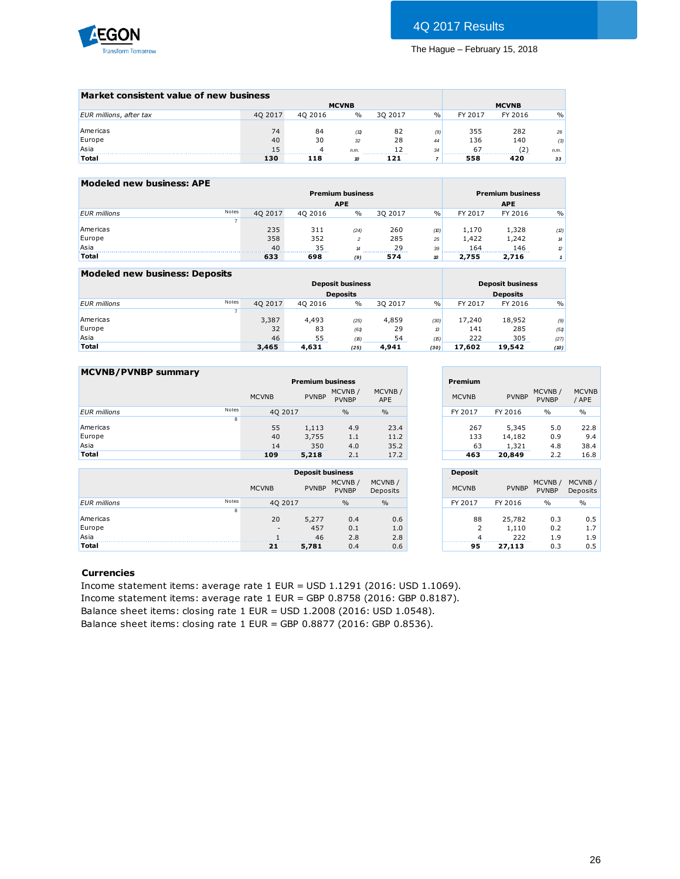## Market consistent value of new business

| EUR millions, after tax | MCVNB | | | | | MCVNB | | |
|---|---|---|---|---|---|---|---|---|
| | 4Q 2017 | 4Q 2016 | % | 3Q 2017 | % | FY 2017 | FY 2016 | % |
| Americas | 74 | 84 | (11) | 82 | (9) | 355 | 282 | 26 |
| Europe | 40 | 30 | 32 | 28 | 44 | 136 | 140 | (3) |
| Asia | 15 | 4 | n.m. | 12 | 34 | 67 | (2) | n.m. |
| **Total** | **130** | **118** | **10** | **121** | **7** | **558** | **420** | **33** |

## Modeled new business: APE

| EUR millions | Notes | Premium business APE | | | | | Premium business APE | | |
|---|---|---|---|---|---|---|---|---|---|
| | | 4Q 2017 | 4Q 2016 | % | 3Q 2017 | % | FY 2017 | FY 2016 | % |
| | 7 | | | | | | | | |
| Americas | | 235 | 311 | (24) | 260 | (10) | 1,170 | 1,328 | (12) |
| Europe | | 358 | 352 | 2 | 285 | 25 | 1,422 | 1,242 | 14 |
| Asia | | 40 | 35 | 14 | 29 | 39 | 164 | 146 | 12 |
| **Total** | | **633** | **698** | **(9)** | **574** | **10** | **2,755** | **2,716** | **1** |

## Modeled new business: Deposits

| EUR millions | Notes | Deposit business Deposits | | | | | Deposit business Deposits | | |
|---|---|---|---|---|---|---|---|---|---|
| | | 4Q 2017 | 4Q 2016 | % | 3Q 2017 | % | FY 2017 | FY 2016 | % |
| | 7 | | | | | | | | |
| Americas | | 3,387 | 4,493 | (25) | 4,859 | (30) | 17,240 | 18,952 | (9) |
| Europe | | 32 | 83 | (61) | 29 | 13 | 141 | 285 | (51) |
| Asia | | 46 | 55 | (16) | 54 | (15) | 222 | 305 | (27) |
| **Total** | | **3,465** | **4,631** | **(25)** | **4,941** | **(30)** | **17,602** | **19,542** | **(10)** |

## MCVNB/PVNBP summary

| | | Premium business | | | | Premium | | | |
|---|---|---|---|---|---|---|---|---|---|
| | | MCVNB | PVNBP | MCVNB / PVNBP | MCVNB / APE | MCVNB | PVNBP | MCVNB / PVNBP | MCVNB / APE |
| EUR millions | Notes | 4Q 2017 | | % | % | FY 2017 | FY 2016 | % | % |
| | 8 | | | | | | | | |
| Americas | | 55 | 1,113 | 4.9 | 23.4 | 267 | 5,345 | 5.0 | 22.8 |
| Europe | | 40 | 3,755 | 1.1 | 11.2 | 133 | 14,182 | 0.9 | 9.4 |
| Asia | | 14 | 350 | 4.0 | 35.2 | 63 | 1,321 | 4.8 | 38.4 |
| **Total** | | **109** | **5,218** | 2.1 | 17.2 | **463** | **20,849** | 2.2 | 16.8 |

| | | Deposit business | | | | Deposit | | | |
|---|---|---|---|---|---|---|---|---|---|
| | | MCVNB | PVNBP | MCVNB / PVNBP | MCVNB / Deposits | MCVNB | PVNBP | MCVNB / PVNBP | MCVNB / Deposits |
| EUR millions | Notes | 4Q 2017 | | % | % | FY 2017 | FY 2016 | % | % |
| | 8 | | | | | | | | |
| Americas | | 20 | 5,277 | 0.4 | 0.6 | 88 | 25,782 | 0.3 | 0.5 |
| Europe | | - | 457 | 0.1 | 1.0 | 2 | 1,110 | 0.2 | 1.7 |
| Asia | | 1 | 46 | 2.8 | 2.8 | 4 | 222 | 1.9 | 1.9 |
| **Total** | | **21** | **5,781** | 0.4 | 0.6 | **95** | **27,113** | 0.3 | 0.5 |

### Currencies

Income statement items: average rate 1 EUR = USD 1.1291 (2016: USD 1.1069).
Income statement items: average rate 1 EUR = GBP 0.8758 (2016: GBP 0.8187).
Balance sheet items: closing rate 1 EUR = USD 1.2008 (2016: USD 1.0548).
Balance sheet items: closing rate 1 EUR = GBP 0.8877 (2016: GBP 0.8536).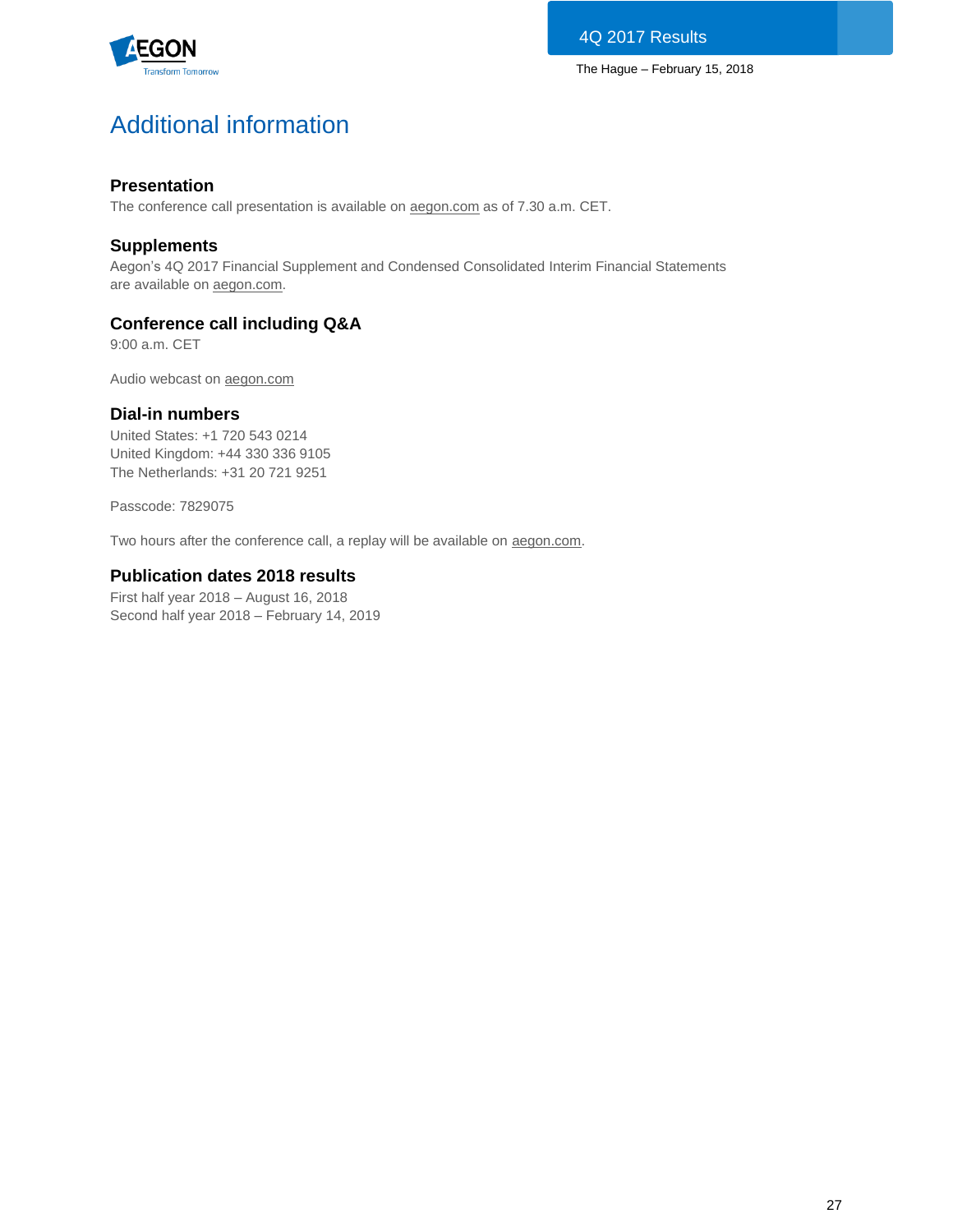# Additional information

### Presentation

The conference call presentation is available on aegon.com as of 7.30 a.m. CET.

### Supplements

Aegon's 4Q 2017 Financial Supplement and Condensed Consolidated Interim Financial Statements are available on aegon.com.

### Conference call including Q&A

9:00 a.m. CET

Audio webcast on aegon.com

### Dial-in numbers

United States: +1 720 543 0214
United Kingdom: +44 330 336 9105
The Netherlands: +31 20 721 9251

Passcode: 7829075

Two hours after the conference call, a replay will be available on aegon.com.

### Publication dates 2018 results

First half year 2018 – August 16, 2018
Second half year 2018 – February 14, 2019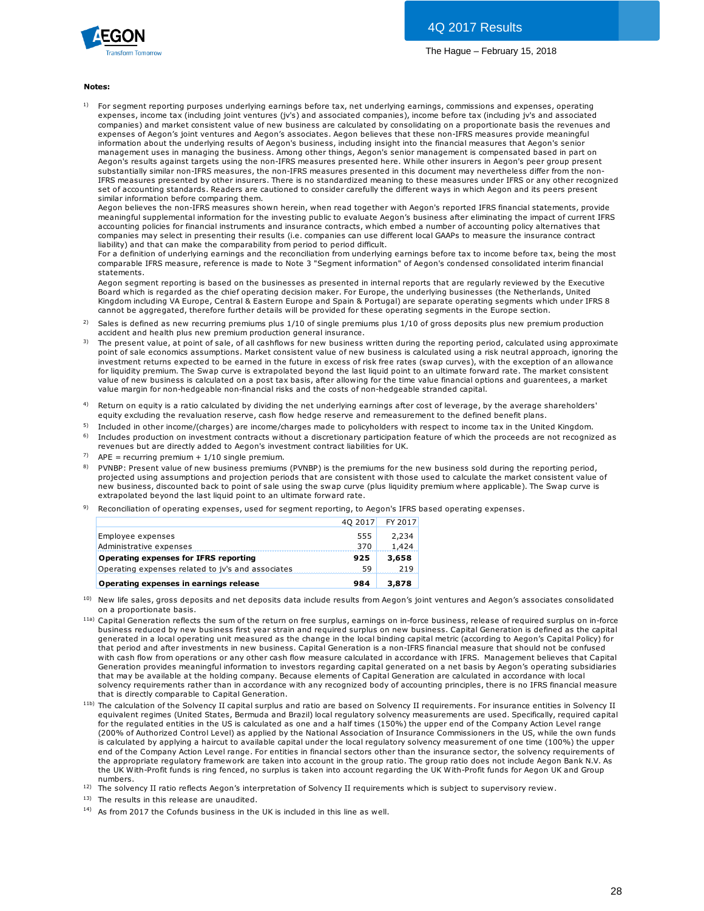**Notes:**

[1] For segment reporting purposes underlying earnings before tax, net underlying earnings, commissions and expenses, operating expenses, income tax (including joint ventures (jv's) and associated companies), income before tax (including jv's and associated companies) and market consistent value of new business are calculated by consolidating on a proportionate basis the revenues and expenses of Aegon's joint ventures and Aegon's associates. Aegon believes that these non-IFRS measures provide meaningful information about the underlying results of Aegon's business, including insight into the financial measures that Aegon's senior management uses in managing the business. Among other things, Aegon's senior management is compensated based in part on Aegon's results against targets using the non-IFRS measures presented here. While other insurers in Aegon's peer group present substantially similar non-IFRS measures, the non-IFRS measures presented in this document may nevertheless differ from the non-IFRS measures presented by other insurers. There is no standardized meaning to these measures under IFRS or any other recognized set of accounting standards. Readers are cautioned to consider carefully the different ways in which Aegon and its peers present similar information before comparing them.
Aegon believes the non-IFRS measures shown herein, when read together with Aegon's reported IFRS financial statements, provide meaningful supplemental information for the investing public to evaluate Aegon's business after eliminating the impact of current IFRS accounting policies for financial instruments and insurance contracts, which embed a number of accounting policy alternatives that companies may select in presenting their results (i.e. companies can use different local GAAPs to measure the insurance contract liability) and that can make the comparability from period to period difficult.
For a definition of underlying earnings and the reconciliation from underlying earnings before tax to income before tax, being the most comparable IFRS measure, reference is made to Note 3 "Segment information" of Aegon's condensed consolidated interim financial statements.
Aegon segment reporting is based on the businesses as presented in internal reports that are regularly reviewed by the Executive Board which is regarded as the chief operating decision maker. For Europe, the underlying businesses (the Netherlands, United Kingdom including VA Europe, Central & Eastern Europe and Spain & Portugal) are separate operating segments which under IFRS 8 cannot be aggregated, therefore further details will be provided for these operating segments in the Europe section.

[2] Sales is defined as new recurring premiums plus 1/10 of single premiums plus 1/10 of gross deposits plus new premium production accident and health plus new premium production general insurance.

[3] The present value, at point of sale, of all cashflows for new business written during the reporting period, calculated using approximate point of sale economics assumptions. Market consistent value of new business is calculated using a risk neutral approach, ignoring the investment returns expected to be earned in the future in excess of risk free rates (swap curves), with the exception of an allowance for liquidity premium. The Swap curve is extrapolated beyond the last liquid point to an ultimate forward rate. The market consistent value of new business is calculated on a post tax basis, after allowing for the time value financial options and guarentees, a market value margin for non-hedgeable non-financial risks and the costs of non-hedgeable stranded capital.

[4] Return on equity is a ratio calculated by dividing the net underlying earnings after cost of leverage, by the average shareholders' equity excluding the revaluation reserve, cash flow hedge reserve and remeasurement to the defined benefit plans.

[5] Included in other income/(charges) are income/charges made to policyholders with respect to income tax in the United Kingdom.

[6] Includes production on investment contracts without a discretionary participation feature of which the proceeds are not recognized as revenues but are directly added to Aegon's investment contract liabilities for UK.

[7] APE = recurring premium + 1/10 single premium.

[8] PVNBP: Present value of new business premiums (PVNBP) is the premiums for the new business sold during the reporting period, projected using assumptions and projection periods that are consistent with those used to calculate the market consistent value of new business, discounted back to point of sale using the swap curve (plus liquidity premium where applicable). The Swap curve is extrapolated beyond the last liquid point to an ultimate forward rate.

[9] Reconciliation of operating expenses, used for segment reporting, to Aegon's IFRS based operating expenses.

| | 4Q 2017 | FY 2017 |
|---|---|---|
| Employee expenses | 555 | 2,234 |
| Administrative expenses | 370 | 1,424 |
| **Operating expenses for IFRS reporting** | **925** | **3,658** |
| Operating expenses related to jv's and associates | 59 | 219 |
| **Operating expenses in earnings release** | **984** | **3,878** |

[10] New life sales, gross deposits and net deposits data include results from Aegon's joint ventures and Aegon's associates consolidated on a proportionate basis.

[11a] Capital Generation reflects the sum of the return on free surplus, earnings on in-force business, release of required surplus on in-force business reduced by new business first year strain and required surplus on new business. Capital Generation is defined as the capital generated in a local operating unit measured as the change in the local binding capital metric (according to Aegon's Capital Policy) for that period and after investments in new business. Capital Generation is a non-IFRS financial measure that should not be confused with cash flow from operations or any other cash flow measure calculated in accordance with IFRS. Management believes that Capital Generation provides meaningful information to investors regarding capital generated on a net basis by Aegon's operating subsidiaries that may be available at the holding company. Because elements of Capital Generation are calculated in accordance with local solvency requirements rather than in accordance with any recognized body of accounting principles, there is no IFRS financial measure that is directly comparable to Capital Generation.

[11b] The calculation of the Solvency II capital surplus and ratio are based on Solvency II requirements. For insurance entities in Solvency II equivalent regimes (United States, Bermuda and Brazil) local regulatory solvency measurements are used. Specifically, required capital for the regulated entities in the US is calculated as one and a half times (150%) the upper end of the Company Action Level range (200% of Authorized Control Level) as applied by the National Association of Insurance Commissioners in the US, while the own funds is calculated by applying a haircut to available capital under the local regulatory solvency measurement of one time (100%) the upper end of the Company Action Level range. For entities in financial sectors other than the insurance sector, the solvency requirements of the appropriate regulatory framework are taken into account in the group ratio. The group ratio does not include Aegon Bank N.V. As the UK With-Profit funds is ring fenced, no surplus is taken into account regarding the UK With-Profit funds for Aegon UK and Group numbers.

[12] The solvency II ratio reflects Aegon's interpretation of Solvency II requirements which is subject to supervisory review.

[13] The results in this release are unaudited.

[14] As from 2017 the Cofunds business in the UK is included in this line as well.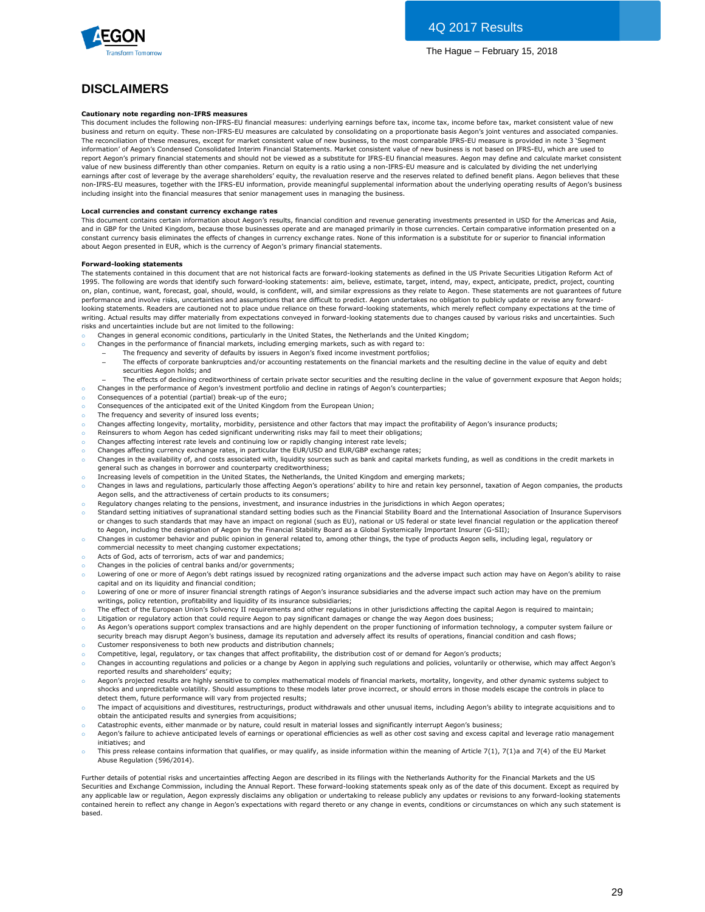# DISCLAIMERS

**Cautionary note regarding non-IFRS measures**

This document includes the following non-IFRS-EU financial measures: underlying earnings before tax, income tax, income before tax, market consistent value of new business and return on equity. These non-IFRS-EU measures are calculated by consolidating on a proportionate basis Aegon's joint ventures and associated companies. The reconciliation of these measures, except for market consistent value of new business, to the most comparable IFRS-EU measure is provided in note 3 'Segment information' of Aegon's Condensed Consolidated Interim Financial Statements. Market consistent value of new business is not based on IFRS-EU, which are used to report Aegon's primary financial statements and should not be viewed as a substitute for IFRS-EU financial measures. Aegon may define and calculate market consistent value of new business differently than other companies. Return on equity is a ratio using a non-IFRS-EU measure and is calculated by dividing the net underlying earnings after cost of leverage by the average shareholders' equity, the revaluation reserve and the reserves related to defined benefit plans. Aegon believes that these non-IFRS-EU measures, together with the IFRS-EU information, provide meaningful supplemental information about the underlying operating results of Aegon's business including insight into the financial measures that senior management uses in managing the business.

**Local currencies and constant currency exchange rates**

This document contains certain information about Aegon's results, financial condition and revenue generating investments presented in USD for the Americas and Asia, and in GBP for the United Kingdom, because those businesses operate and are managed primarily in those currencies. Certain comparative information presented on a constant currency basis eliminates the effects of changes in currency exchange rates. None of this information is a substitute for or superior to financial information about Aegon presented in EUR, which is the currency of Aegon's primary financial statements.

**Forward-looking statements**

The statements contained in this document that are not historical facts are forward-looking statements as defined in the US Private Securities Litigation Reform Act of 1995. The following are words that identify such forward-looking statements: aim, believe, estimate, target, intend, may, expect, anticipate, predict, project, counting on, plan, continue, want, forecast, goal, should, would, is confident, will, and similar expressions as they relate to Aegon. These statements are not guarantees of future performance and involve risks, uncertainties and assumptions that are difficult to predict. Aegon undertakes no obligation to publicly update or revise any forward-looking statements. Readers are cautioned not to place undue reliance on these forward-looking statements, which merely reflect company expectations at the time of writing. Actual results may differ materially from expectations conveyed in forward-looking statements due to changes caused by various risks and uncertainties. Such risks and uncertainties include but are not limited to the following:

- Changes in general economic conditions, particularly in the United States, the Netherlands and the United Kingdom;
- Changes in the performance of financial markets, including emerging markets, such as with regard to:
  - The frequency and severity of defaults by issuers in Aegon's fixed income investment portfolios;
  - The effects of corporate bankruptcies and/or accounting restatements on the financial markets and the resulting decline in the value of equity and debt securities Aegon holds; and
  - The effects of declining creditworthiness of certain private sector securities and the resulting decline in the value of government exposure that Aegon holds;
- Changes in the performance of Aegon's investment portfolio and decline in ratings of Aegon's counterparties;
- Consequences of a potential (partial) break-up of the euro;
- Consequences of the anticipated exit of the United Kingdom from the European Union;
- The frequency and severity of insured loss events;
- Changes affecting longevity, mortality, morbidity, persistence and other factors that may impact the profitability of Aegon's insurance products;
- Reinsurers to whom Aegon has ceded significant underwriting risks may fail to meet their obligations;
- Changes affecting interest rate levels and continuing low or rapidly changing interest rate levels;
- Changes affecting currency exchange rates, in particular the EUR/USD and EUR/GBP exchange rates;
- Changes in the availability of, and costs associated with, liquidity sources such as bank and capital markets funding, as well as conditions in the credit markets in general such as changes in borrower and counterparty creditworthiness;
- Increasing levels of competition in the United States, the Netherlands, the United Kingdom and emerging markets;
- Changes in laws and regulations, particularly those affecting Aegon's operations' ability to hire and retain key personnel, taxation of Aegon companies, the products Aegon sells, and the attractiveness of certain products to its consumers;
- Regulatory changes relating to the pensions, investment, and insurance industries in the jurisdictions in which Aegon operates;
- Standard setting initiatives of supranational standard setting bodies such as the Financial Stability Board and the International Association of Insurance Supervisors or changes to such standards that may have an impact on regional (such as EU), national or US federal or state level financial regulation or the application thereof to Aegon, including the designation of Aegon by the Financial Stability Board as a Global Systemically Important Insurer (G-SII);
- Changes in customer behavior and public opinion in general related to, among other things, the type of products Aegon sells, including legal, regulatory or commercial necessity to meet changing customer expectations;
- Acts of God, acts of terrorism, acts of war and pandemics;
- Changes in the policies of central banks and/or governments;
- Lowering of one or more of Aegon's debt ratings issued by recognized rating organizations and the adverse impact such action may have on Aegon's ability to raise capital and on its liquidity and financial condition;
- Lowering of one or more of insurer financial strength ratings of Aegon's insurance subsidiaries and the adverse impact such action may have on the premium writings, policy retention, profitability and liquidity of its insurance subsidiaries;
- The effect of the European Union's Solvency II requirements and other regulations in other jurisdictions affecting the capital Aegon is required to maintain;
- Litigation or regulatory action that could require Aegon to pay significant damages or change the way Aegon does business;
- As Aegon's operations support complex transactions and are highly dependent on the proper functioning of information technology, a computer system failure or security breach may disrupt Aegon's business, damage its reputation and adversely affect its results of operations, financial condition and cash flows;
- Customer responsiveness to both new products and distribution channels;
- Competitive, legal, regulatory, or tax changes that affect profitability, the distribution cost of or demand for Aegon's products;
- Changes in accounting regulations and policies or a change by Aegon in applying such regulations and policies, voluntarily or otherwise, which may affect Aegon's reported results and shareholders' equity;
- Aegon's projected results are highly sensitive to complex mathematical models of financial markets, mortality, longevity, and other dynamic systems subject to shocks and unpredictable volatility. Should assumptions to these models later prove incorrect, or should errors in those models escape the controls in place to detect them, future performance will vary from projected results;
- The impact of acquisitions and divestitures, restructurings, product withdrawals and other unusual items, including Aegon's ability to integrate acquisitions and to obtain the anticipated results and synergies from acquisitions;
- Catastrophic events, either manmade or by nature, could result in material losses and significantly interrupt Aegon's business;
- Aegon's failure to achieve anticipated levels of earnings or operational efficiencies as well as other cost saving and excess capital and leverage ratio management initiatives; and
- This press release contains information that qualifies, or may qualify, as inside information within the meaning of Article 7(1), 7(1)a and 7(4) of the EU Market Abuse Regulation (596/2014).

Further details of potential risks and uncertainties affecting Aegon are described in its filings with the Netherlands Authority for the Financial Markets and the US Securities and Exchange Commission, including the Annual Report. These forward-looking statements speak only as of the date of this document. Except as required by any applicable law or regulation, Aegon expressly disclaims any obligation or undertaking to release publicly any updates or revisions to any forward-looking statements contained herein to reflect any change in Aegon's expectations with regard thereto or any change in events, conditions or circumstances on which any such statement is based.